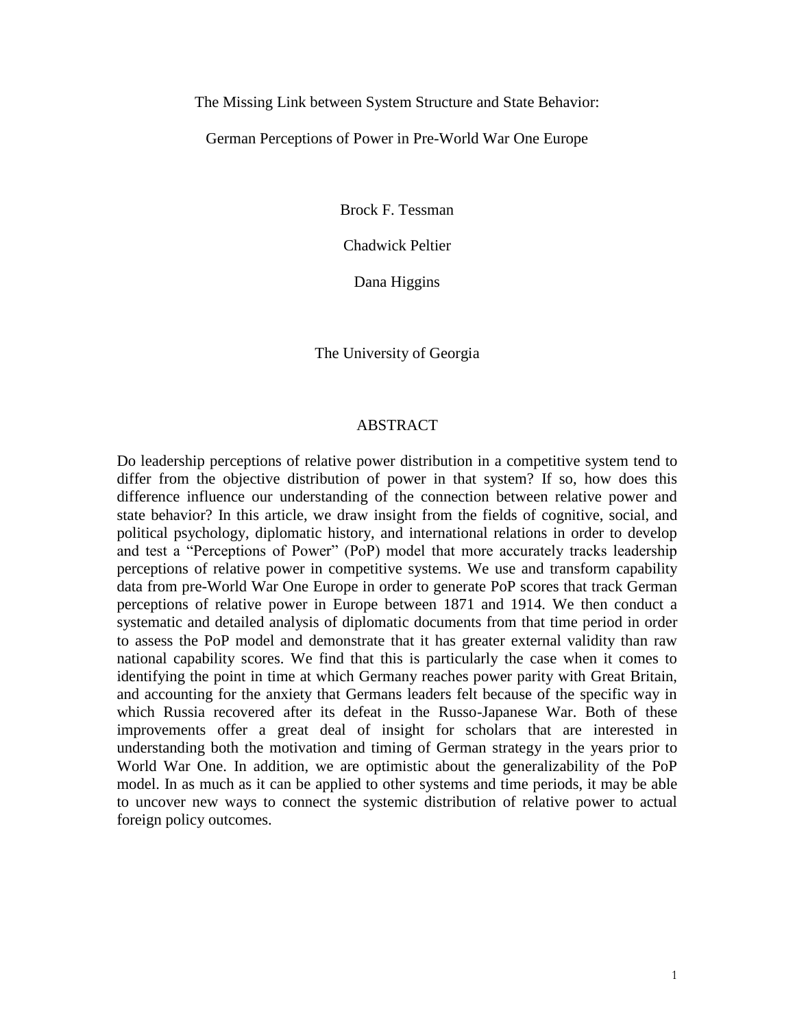# The Missing Link between System Structure and State Behavior:

# German Perceptions of Power in Pre-World War One Europe

Brock F. Tessman

Chadwick Peltier

Dana Higgins

The University of Georgia

## ABSTRACT

Do leadership perceptions of relative power distribution in a competitive system tend to differ from the objective distribution of power in that system? If so, how does this difference influence our understanding of the connection between relative power and state behavior? In this article, we draw insight from the fields of cognitive, social, and political psychology, diplomatic history, and international relations in order to develop and test a "Perceptions of Power" (PoP) model that more accurately tracks leadership perceptions of relative power in competitive systems. We use and transform capability data from pre-World War One Europe in order to generate PoP scores that track German perceptions of relative power in Europe between 1871 and 1914. We then conduct a systematic and detailed analysis of diplomatic documents from that time period in order to assess the PoP model and demonstrate that it has greater external validity than raw national capability scores. We find that this is particularly the case when it comes to identifying the point in time at which Germany reaches power parity with Great Britain, and accounting for the anxiety that Germans leaders felt because of the specific way in which Russia recovered after its defeat in the Russo-Japanese War. Both of these improvements offer a great deal of insight for scholars that are interested in understanding both the motivation and timing of German strategy in the years prior to World War One. In addition, we are optimistic about the generalizability of the PoP model. In as much as it can be applied to other systems and time periods, it may be able to uncover new ways to connect the systemic distribution of relative power to actual foreign policy outcomes.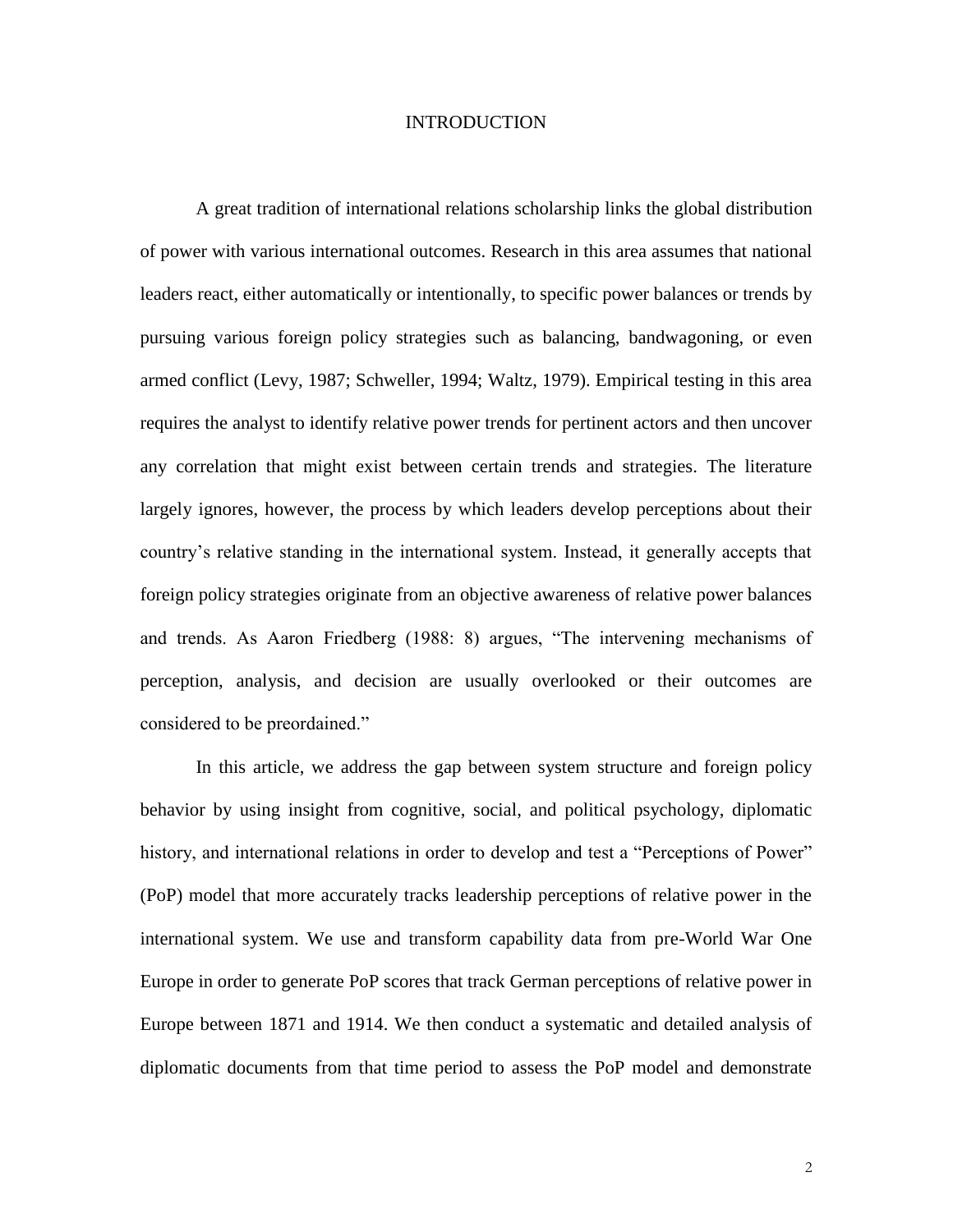# INTRODUCTION

A great tradition of international relations scholarship links the global distribution of power with various international outcomes. Research in this area assumes that national leaders react, either automatically or intentionally, to specific power balances or trends by pursuing various foreign policy strategies such as balancing, bandwagoning, or even armed conflict (Levy, 1987; Schweller, 1994; Waltz, 1979). Empirical testing in this area requires the analyst to identify relative power trends for pertinent actors and then uncover any correlation that might exist between certain trends and strategies. The literature largely ignores, however, the process by which leaders develop perceptions about their country's relative standing in the international system. Instead, it generally accepts that foreign policy strategies originate from an objective awareness of relative power balances and trends. As Aaron Friedberg (1988: 8) argues, "The intervening mechanisms of perception, analysis, and decision are usually overlooked or their outcomes are considered to be preordained."

In this article, we address the gap between system structure and foreign policy behavior by using insight from cognitive, social, and political psychology, diplomatic history, and international relations in order to develop and test a "Perceptions of Power" (PoP) model that more accurately tracks leadership perceptions of relative power in the international system. We use and transform capability data from pre-World War One Europe in order to generate PoP scores that track German perceptions of relative power in Europe between 1871 and 1914. We then conduct a systematic and detailed analysis of diplomatic documents from that time period to assess the PoP model and demonstrate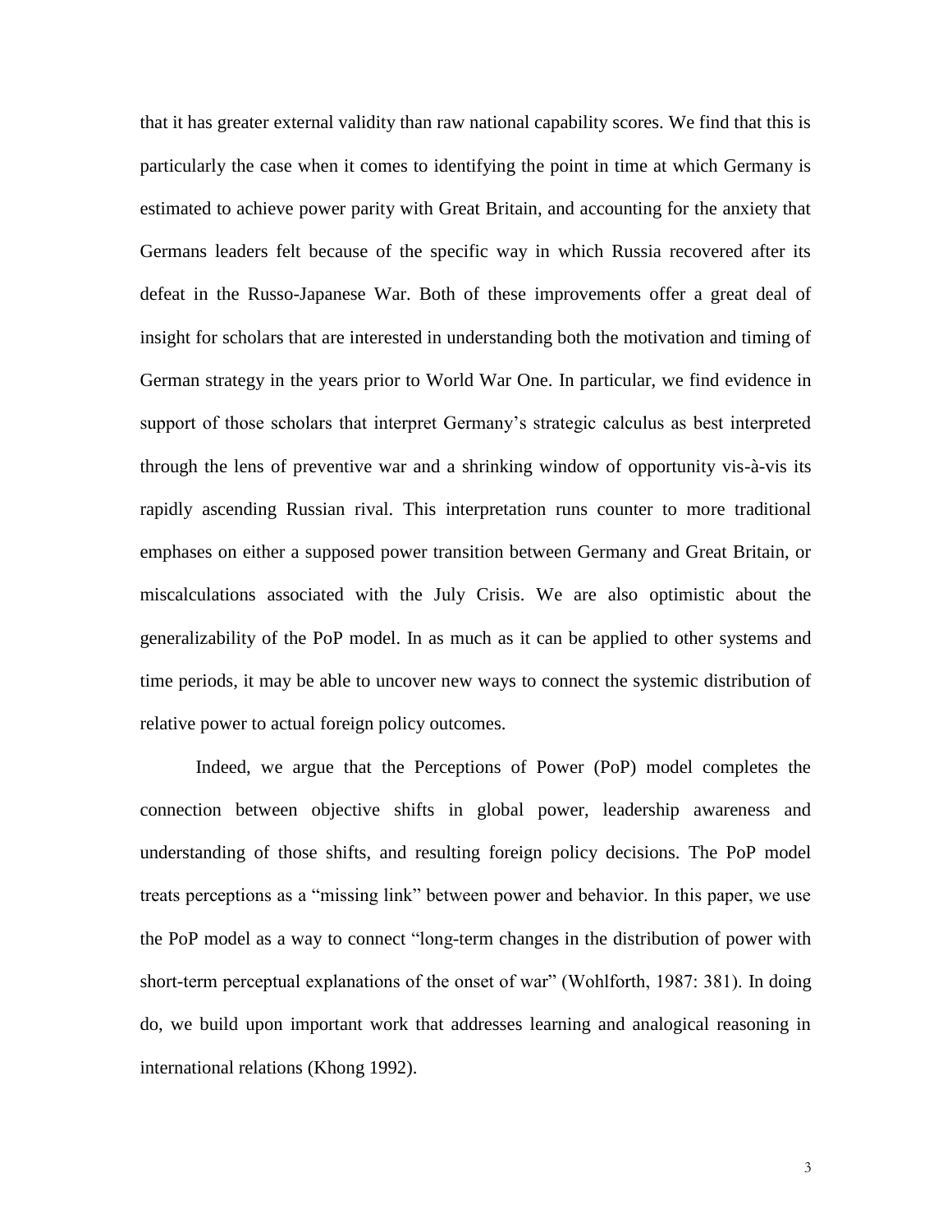that it has greater external validity than raw national capability scores. We find that this is particularly the case when it comes to identifying the point in time at which Germany is estimated to achieve power parity with Great Britain, and accounting for the anxiety that Germans leaders felt because of the specific way in which Russia recovered after its defeat in the Russo-Japanese War. Both of these improvements offer a great deal of insight for scholars that are interested in understanding both the motivation and timing of German strategy in the years prior to World War One. In particular, we find evidence in support of those scholars that interpret Germany's strategic calculus as best interpreted through the lens of preventive war and a shrinking window of opportunity vis-à-vis its rapidly ascending Russian rival. This interpretation runs counter to more traditional emphases on either a supposed power transition between Germany and Great Britain, or miscalculations associated with the July Crisis. We are also optimistic about the generalizability of the PoP model. In as much as it can be applied to other systems and time periods, it may be able to uncover new ways to connect the systemic distribution of relative power to actual foreign policy outcomes.

Indeed, we argue that the Perceptions of Power (PoP) model completes the connection between objective shifts in global power, leadership awareness and understanding of those shifts, and resulting foreign policy decisions. The PoP model treats perceptions as a "missing link" between power and behavior. In this paper, we use the PoP model as a way to connect "long-term changes in the distribution of power with short-term perceptual explanations of the onset of war" (Wohlforth, 1987: 381). In doing do, we build upon important work that addresses learning and analogical reasoning in international relations (Khong 1992).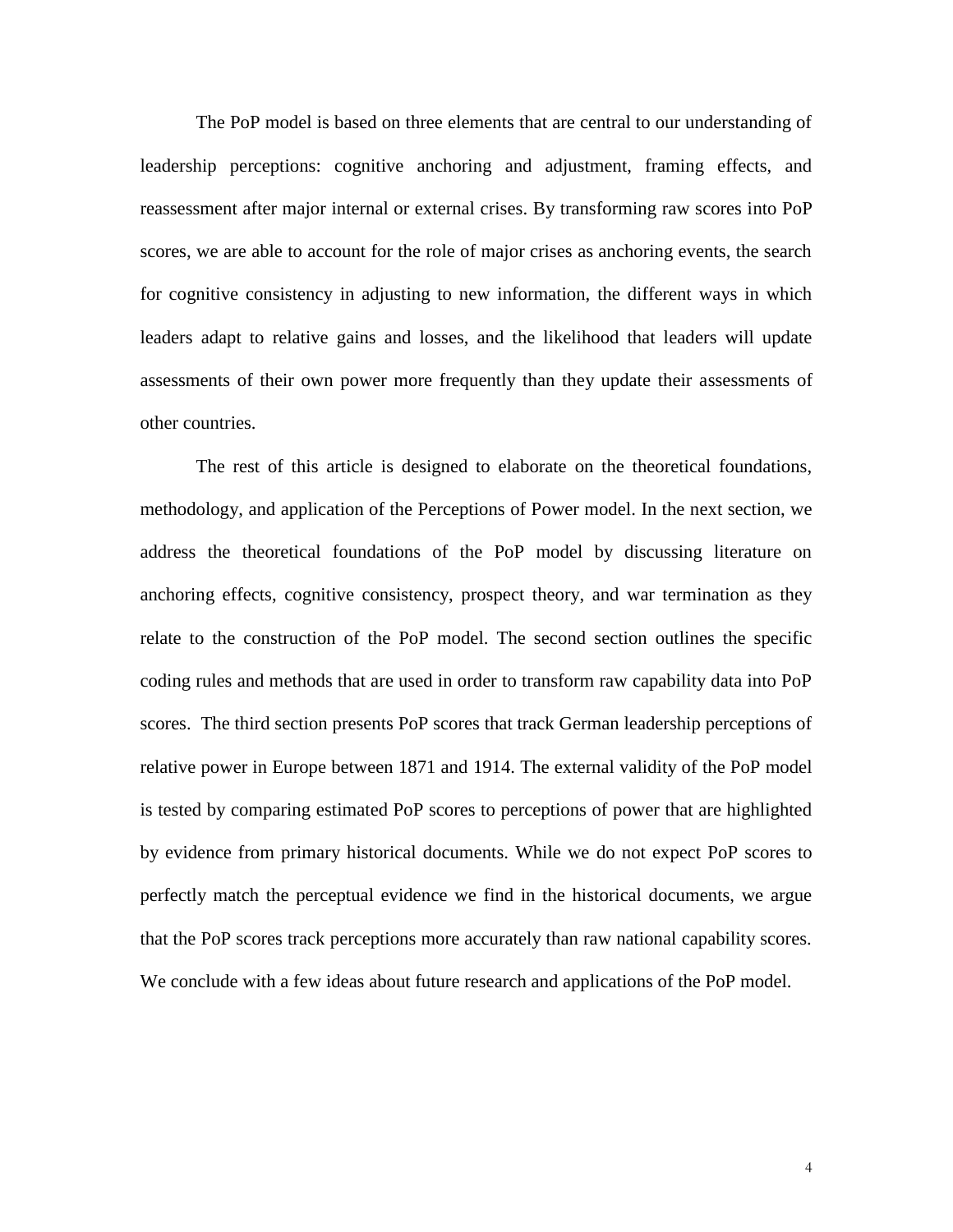The PoP model is based on three elements that are central to our understanding of leadership perceptions: cognitive anchoring and adjustment, framing effects, and reassessment after major internal or external crises. By transforming raw scores into PoP scores, we are able to account for the role of major crises as anchoring events, the search for cognitive consistency in adjusting to new information, the different ways in which leaders adapt to relative gains and losses, and the likelihood that leaders will update assessments of their own power more frequently than they update their assessments of other countries.

The rest of this article is designed to elaborate on the theoretical foundations, methodology, and application of the Perceptions of Power model. In the next section, we address the theoretical foundations of the PoP model by discussing literature on anchoring effects, cognitive consistency, prospect theory, and war termination as they relate to the construction of the PoP model. The second section outlines the specific coding rules and methods that are used in order to transform raw capability data into PoP scores. The third section presents PoP scores that track German leadership perceptions of relative power in Europe between 1871 and 1914. The external validity of the PoP model is tested by comparing estimated PoP scores to perceptions of power that are highlighted by evidence from primary historical documents. While we do not expect PoP scores to perfectly match the perceptual evidence we find in the historical documents, we argue that the PoP scores track perceptions more accurately than raw national capability scores. We conclude with a few ideas about future research and applications of the PoP model.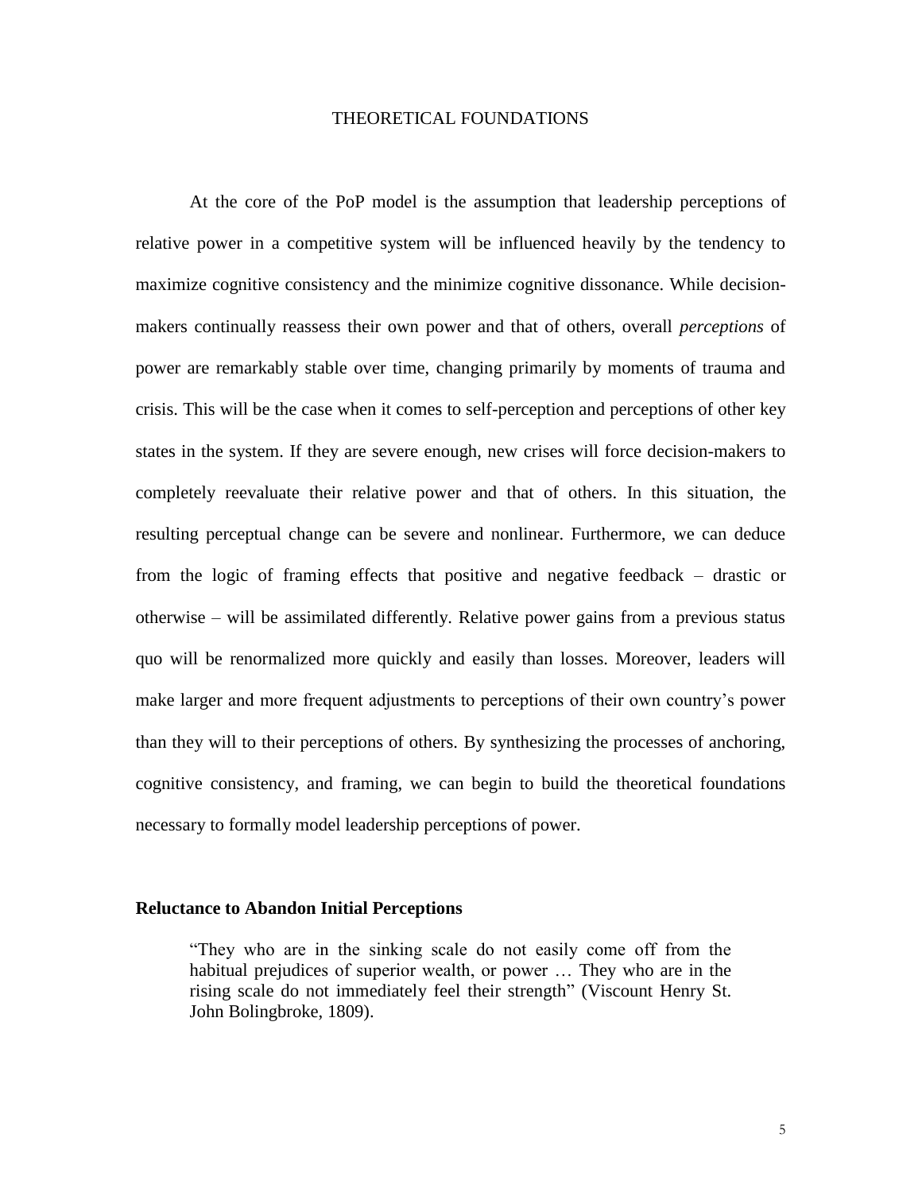# THEORETICAL FOUNDATIONS

At the core of the PoP model is the assumption that leadership perceptions of relative power in a competitive system will be influenced heavily by the tendency to maximize cognitive consistency and the minimize cognitive dissonance. While decision-makers continually reassess their own power and that of others, overall *perceptions* of power are remarkably stable over time, changing primarily by moments of trauma and crisis. This will be the case when it comes to self-perception and perceptions of other key states in the system. If they are severe enough, new crises will force decision-makers to completely reevaluate their relative power and that of others. In this situation, the resulting perceptual change can be severe and nonlinear. Furthermore, we can deduce from the logic of framing effects that positive and negative feedback – drastic or otherwise – will be assimilated differently. Relative power gains from a previous status quo will be renormalized more quickly and easily than losses. Moreover, leaders will make larger and more frequent adjustments to perceptions of their own country's power than they will to their perceptions of others. By synthesizing the processes of anchoring, cognitive consistency, and framing, we can begin to build the theoretical foundations necessary to formally model leadership perceptions of power.

## Reluctance to Abandon Initial Perceptions

> "They who are in the sinking scale do not easily come off from the habitual prejudices of superior wealth, or power … They who are in the rising scale do not immediately feel their strength" (Viscount Henry St. John Bolingbroke, 1809).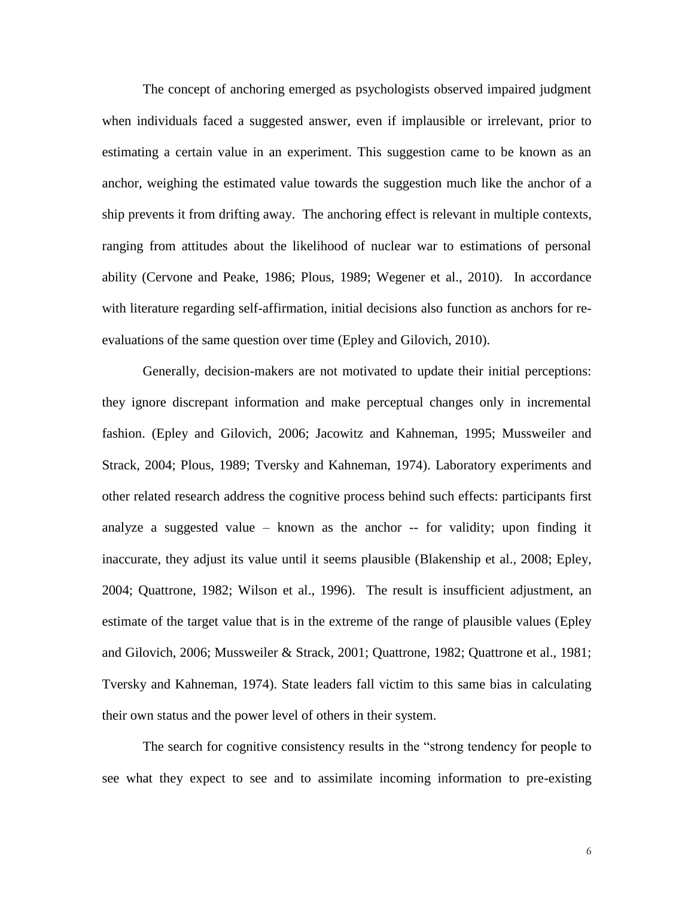The concept of anchoring emerged as psychologists observed impaired judgment when individuals faced a suggested answer, even if implausible or irrelevant, prior to estimating a certain value in an experiment. This suggestion came to be known as an anchor, weighing the estimated value towards the suggestion much like the anchor of a ship prevents it from drifting away. The anchoring effect is relevant in multiple contexts, ranging from attitudes about the likelihood of nuclear war to estimations of personal ability (Cervone and Peake, 1986; Plous, 1989; Wegener et al., 2010). In accordance with literature regarding self-affirmation, initial decisions also function as anchors for re-evaluations of the same question over time (Epley and Gilovich, 2010).

Generally, decision-makers are not motivated to update their initial perceptions: they ignore discrepant information and make perceptual changes only in incremental fashion. (Epley and Gilovich, 2006; Jacowitz and Kahneman, 1995; Mussweiler and Strack, 2004; Plous, 1989; Tversky and Kahneman, 1974). Laboratory experiments and other related research address the cognitive process behind such effects: participants first analyze a suggested value – known as the anchor -- for validity; upon finding it inaccurate, they adjust its value until it seems plausible (Blakenship et al., 2008; Epley, 2004; Quattrone, 1982; Wilson et al., 1996). The result is insufficient adjustment, an estimate of the target value that is in the extreme of the range of plausible values (Epley and Gilovich, 2006; Mussweiler & Strack, 2001; Quattrone, 1982; Quattrone et al., 1981; Tversky and Kahneman, 1974). State leaders fall victim to this same bias in calculating their own status and the power level of others in their system.

The search for cognitive consistency results in the "strong tendency for people to see what they expect to see and to assimilate incoming information to pre-existing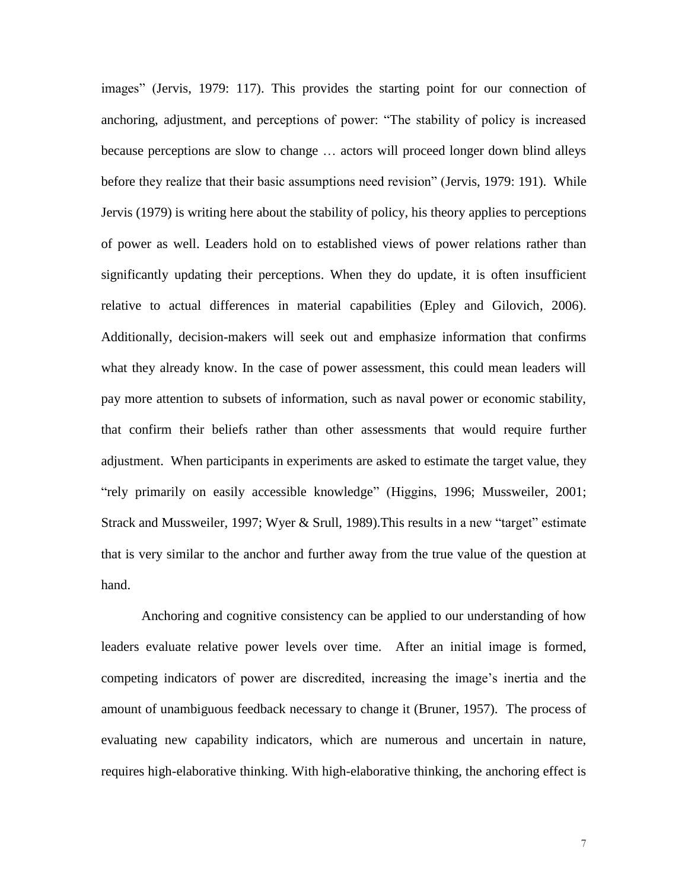images" (Jervis, 1979: 117). This provides the starting point for our connection of anchoring, adjustment, and perceptions of power: "The stability of policy is increased because perceptions are slow to change … actors will proceed longer down blind alleys before they realize that their basic assumptions need revision" (Jervis, 1979: 191). While Jervis (1979) is writing here about the stability of policy, his theory applies to perceptions of power as well. Leaders hold on to established views of power relations rather than significantly updating their perceptions. When they do update, it is often insufficient relative to actual differences in material capabilities (Epley and Gilovich, 2006). Additionally, decision-makers will seek out and emphasize information that confirms what they already know. In the case of power assessment, this could mean leaders will pay more attention to subsets of information, such as naval power or economic stability, that confirm their beliefs rather than other assessments that would require further adjustment. When participants in experiments are asked to estimate the target value, they "rely primarily on easily accessible knowledge" (Higgins, 1996; Mussweiler, 2001; Strack and Mussweiler, 1997; Wyer & Srull, 1989).This results in a new "target" estimate that is very similar to the anchor and further away from the true value of the question at hand.

Anchoring and cognitive consistency can be applied to our understanding of how leaders evaluate relative power levels over time. After an initial image is formed, competing indicators of power are discredited, increasing the image's inertia and the amount of unambiguous feedback necessary to change it (Bruner, 1957). The process of evaluating new capability indicators, which are numerous and uncertain in nature, requires high-elaborative thinking. With high-elaborative thinking, the anchoring effect is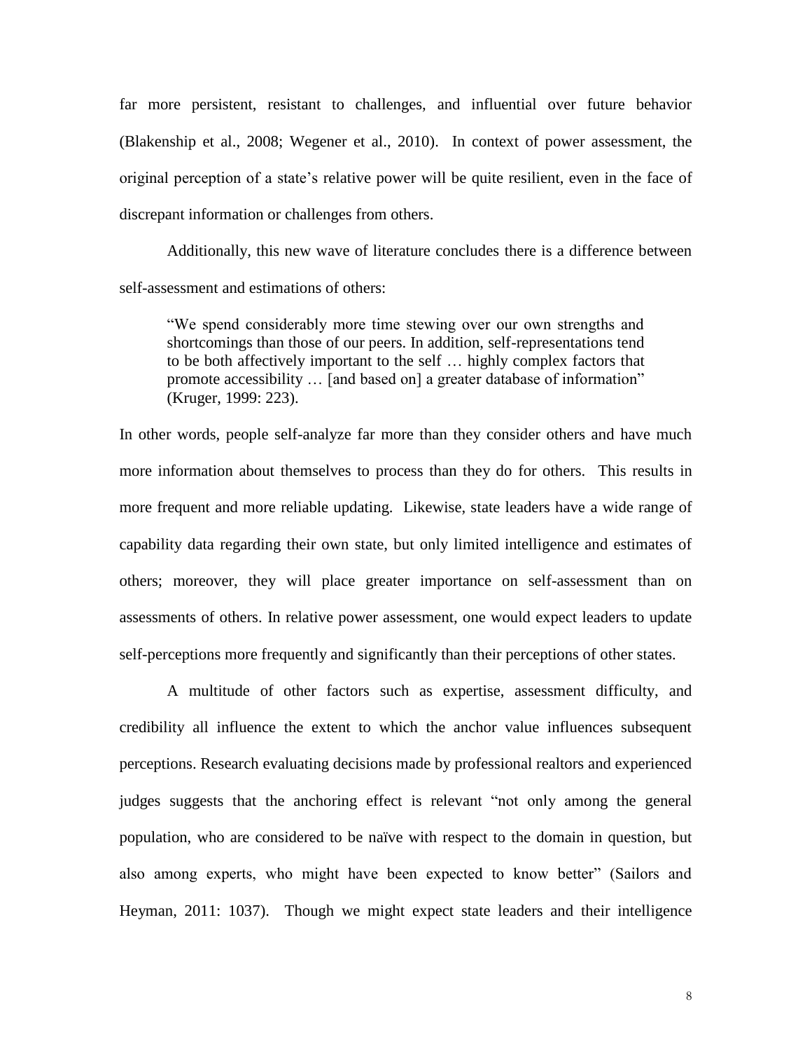far more persistent, resistant to challenges, and influential over future behavior (Blakenship et al., 2008; Wegener et al., 2010). In context of power assessment, the original perception of a state's relative power will be quite resilient, even in the face of discrepant information or challenges from others.

Additionally, this new wave of literature concludes there is a difference between self-assessment and estimations of others:

> "We spend considerably more time stewing over our own strengths and shortcomings than those of our peers. In addition, self-representations tend to be both affectively important to the self … highly complex factors that promote accessibility … [and based on] a greater database of information" (Kruger, 1999: 223).

In other words, people self-analyze far more than they consider others and have much more information about themselves to process than they do for others. This results in more frequent and more reliable updating. Likewise, state leaders have a wide range of capability data regarding their own state, but only limited intelligence and estimates of others; moreover, they will place greater importance on self-assessment than on assessments of others. In relative power assessment, one would expect leaders to update self-perceptions more frequently and significantly than their perceptions of other states.

A multitude of other factors such as expertise, assessment difficulty, and credibility all influence the extent to which the anchor value influences subsequent perceptions. Research evaluating decisions made by professional realtors and experienced judges suggests that the anchoring effect is relevant "not only among the general population, who are considered to be naïve with respect to the domain in question, but also among experts, who might have been expected to know better" (Sailors and Heyman, 2011: 1037). Though we might expect state leaders and their intelligence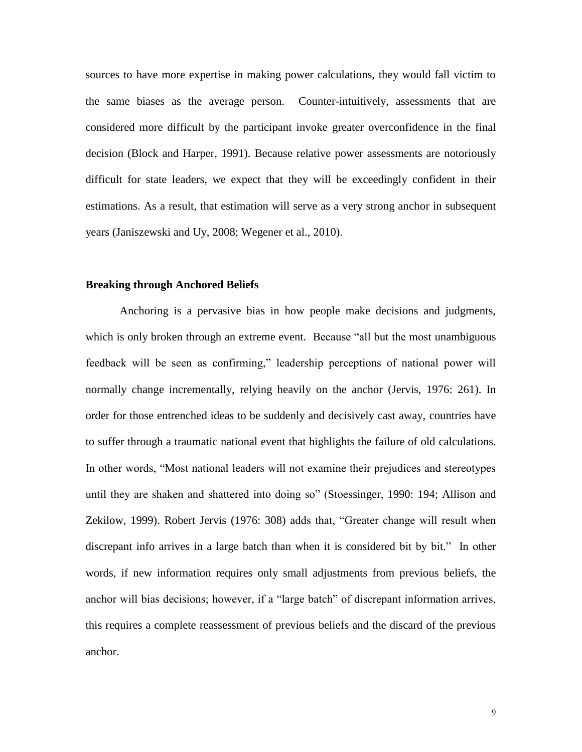sources to have more expertise in making power calculations, they would fall victim to the same biases as the average person. Counter-intuitively, assessments that are considered more difficult by the participant invoke greater overconfidence in the final decision (Block and Harper, 1991). Because relative power assessments are notoriously difficult for state leaders, we expect that they will be exceedingly confident in their estimations. As a result, that estimation will serve as a very strong anchor in subsequent years (Janiszewski and Uy, 2008; Wegener et al., 2010).

### Breaking through Anchored Beliefs

Anchoring is a pervasive bias in how people make decisions and judgments, which is only broken through an extreme event. Because "all but the most unambiguous feedback will be seen as confirming," leadership perceptions of national power will normally change incrementally, relying heavily on the anchor (Jervis, 1976: 261). In order for those entrenched ideas to be suddenly and decisively cast away, countries have to suffer through a traumatic national event that highlights the failure of old calculations. In other words, "Most national leaders will not examine their prejudices and stereotypes until they are shaken and shattered into doing so" (Stoessinger, 1990: 194; Allison and Zekilow, 1999). Robert Jervis (1976: 308) adds that, "Greater change will result when discrepant info arrives in a large batch than when it is considered bit by bit." In other words, if new information requires only small adjustments from previous beliefs, the anchor will bias decisions; however, if a "large batch" of discrepant information arrives, this requires a complete reassessment of previous beliefs and the discard of the previous anchor.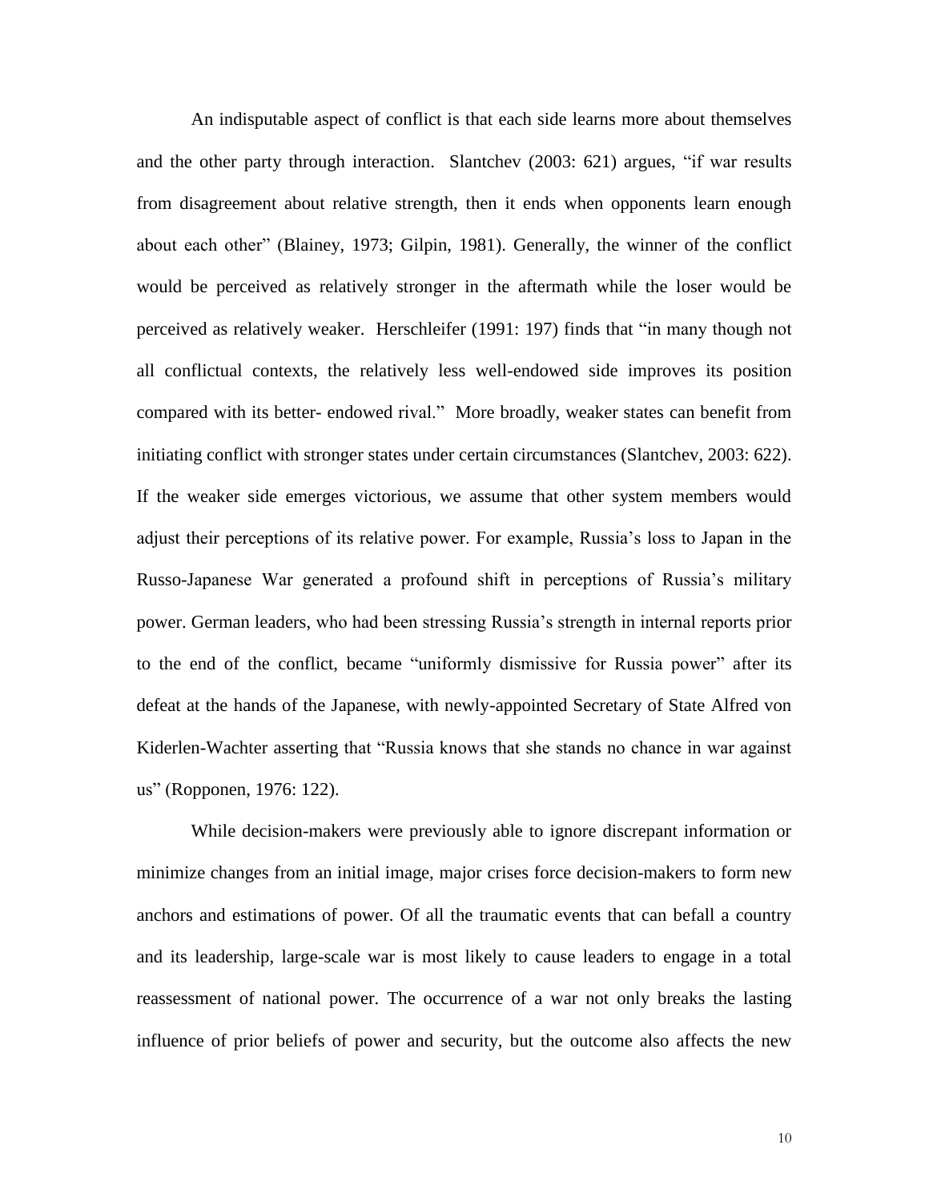An indisputable aspect of conflict is that each side learns more about themselves and the other party through interaction. Slantchev (2003: 621) argues, "if war results from disagreement about relative strength, then it ends when opponents learn enough about each other" (Blainey, 1973; Gilpin, 1981). Generally, the winner of the conflict would be perceived as relatively stronger in the aftermath while the loser would be perceived as relatively weaker. Herschleifer (1991: 197) finds that "in many though not all conflictual contexts, the relatively less well-endowed side improves its position compared with its better- endowed rival." More broadly, weaker states can benefit from initiating conflict with stronger states under certain circumstances (Slantchev, 2003: 622). If the weaker side emerges victorious, we assume that other system members would adjust their perceptions of its relative power. For example, Russia's loss to Japan in the Russo-Japanese War generated a profound shift in perceptions of Russia's military power. German leaders, who had been stressing Russia's strength in internal reports prior to the end of the conflict, became "uniformly dismissive for Russia power" after its defeat at the hands of the Japanese, with newly-appointed Secretary of State Alfred von Kiderlen-Wachter asserting that "Russia knows that she stands no chance in war against us" (Ropponen, 1976: 122).

While decision-makers were previously able to ignore discrepant information or minimize changes from an initial image, major crises force decision-makers to form new anchors and estimations of power. Of all the traumatic events that can befall a country and its leadership, large-scale war is most likely to cause leaders to engage in a total reassessment of national power. The occurrence of a war not only breaks the lasting influence of prior beliefs of power and security, but the outcome also affects the new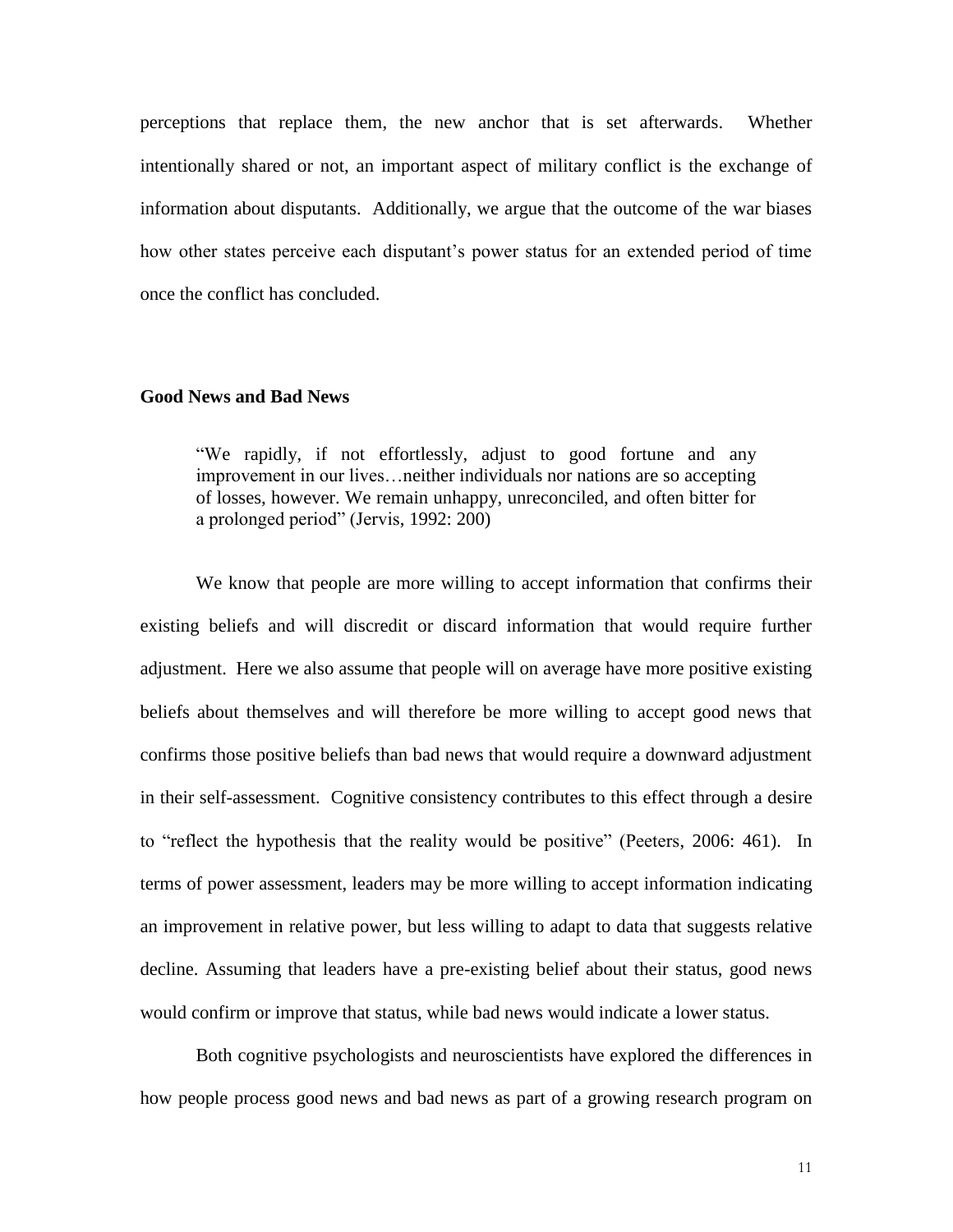perceptions that replace them, the new anchor that is set afterwards. Whether intentionally shared or not, an important aspect of military conflict is the exchange of information about disputants. Additionally, we argue that the outcome of the war biases how other states perceive each disputant's power status for an extended period of time once the conflict has concluded.

### Good News and Bad News

> "We rapidly, if not effortlessly, adjust to good fortune and any improvement in our lives…neither individuals nor nations are so accepting of losses, however. We remain unhappy, unreconciled, and often bitter for a prolonged period" (Jervis, 1992: 200)

We know that people are more willing to accept information that confirms their existing beliefs and will discredit or discard information that would require further adjustment. Here we also assume that people will on average have more positive existing beliefs about themselves and will therefore be more willing to accept good news that confirms those positive beliefs than bad news that would require a downward adjustment in their self-assessment. Cognitive consistency contributes to this effect through a desire to "reflect the hypothesis that the reality would be positive" (Peeters, 2006: 461). In terms of power assessment, leaders may be more willing to accept information indicating an improvement in relative power, but less willing to adapt to data that suggests relative decline. Assuming that leaders have a pre-existing belief about their status, good news would confirm or improve that status, while bad news would indicate a lower status.

Both cognitive psychologists and neuroscientists have explored the differences in how people process good news and bad news as part of a growing research program on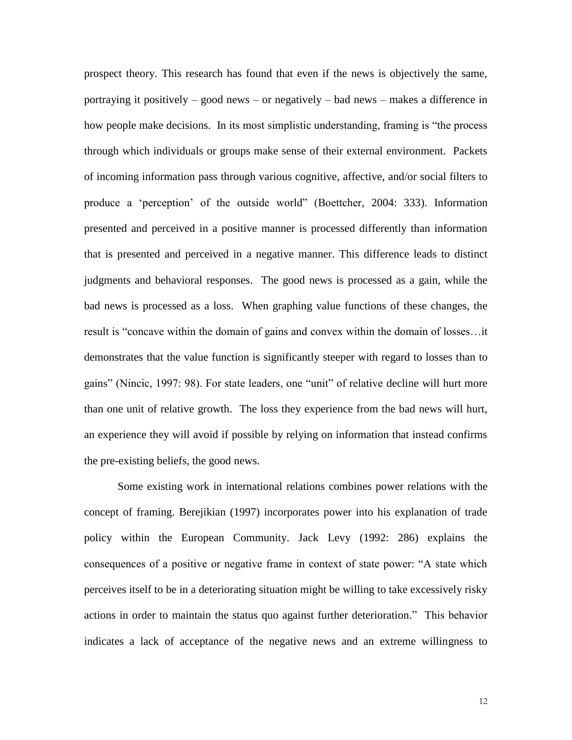prospect theory. This research has found that even if the news is objectively the same, portraying it positively – good news – or negatively – bad news – makes a difference in how people make decisions. In its most simplistic understanding, framing is "the process through which individuals or groups make sense of their external environment. Packets of incoming information pass through various cognitive, affective, and/or social filters to produce a 'perception' of the outside world" (Boettcher, 2004: 333). Information presented and perceived in a positive manner is processed differently than information that is presented and perceived in a negative manner. This difference leads to distinct judgments and behavioral responses. The good news is processed as a gain, while the bad news is processed as a loss. When graphing value functions of these changes, the result is "concave within the domain of gains and convex within the domain of losses…it demonstrates that the value function is significantly steeper with regard to losses than to gains" (Nincic, 1997: 98). For state leaders, one "unit" of relative decline will hurt more than one unit of relative growth. The loss they experience from the bad news will hurt, an experience they will avoid if possible by relying on information that instead confirms the pre-existing beliefs, the good news.

Some existing work in international relations combines power relations with the concept of framing. Berejikian (1997) incorporates power into his explanation of trade policy within the European Community. Jack Levy (1992: 286) explains the consequences of a positive or negative frame in context of state power: "A state which perceives itself to be in a deteriorating situation might be willing to take excessively risky actions in order to maintain the status quo against further deterioration." This behavior indicates a lack of acceptance of the negative news and an extreme willingness to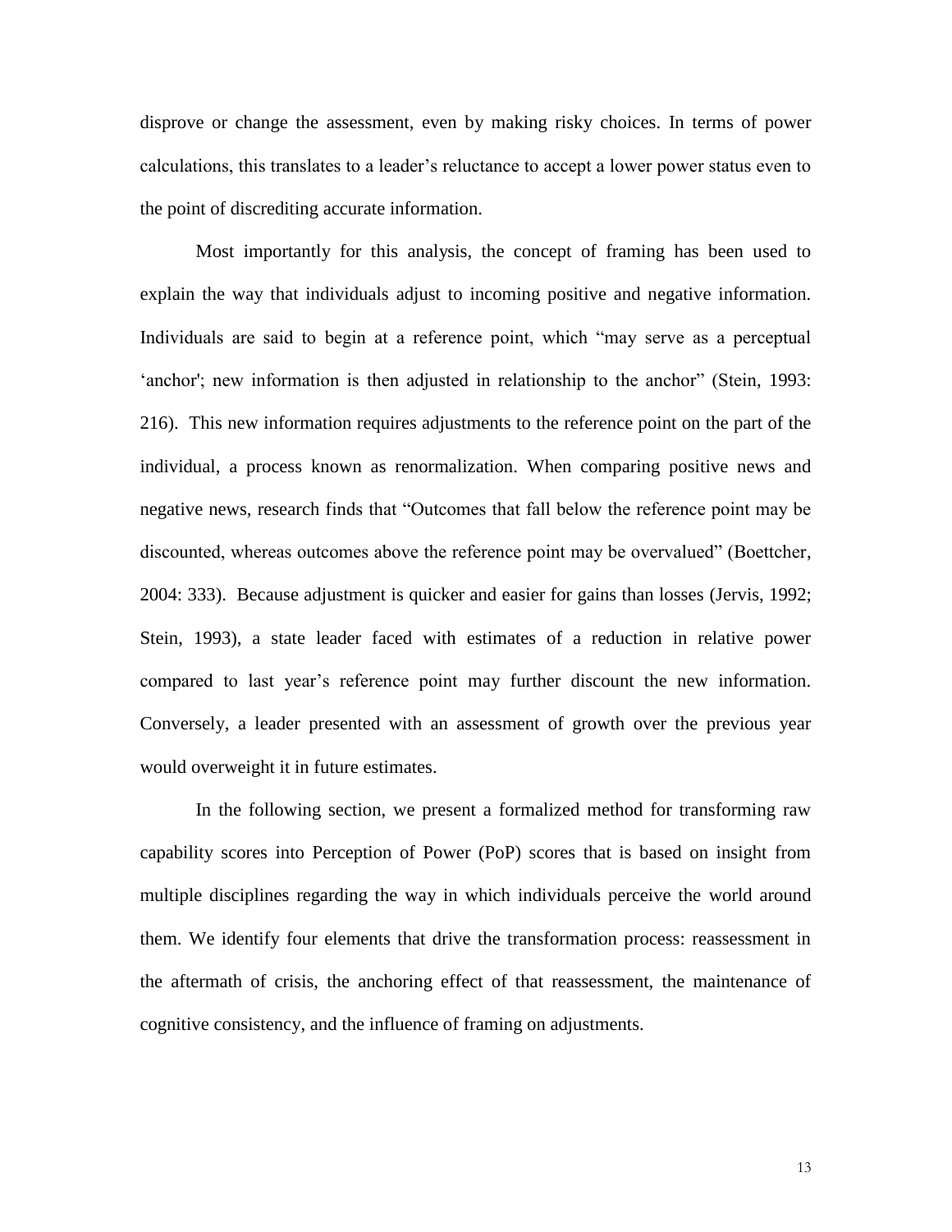disprove or change the assessment, even by making risky choices. In terms of power calculations, this translates to a leader's reluctance to accept a lower power status even to the point of discrediting accurate information.

Most importantly for this analysis, the concept of framing has been used to explain the way that individuals adjust to incoming positive and negative information. Individuals are said to begin at a reference point, which "may serve as a perceptual 'anchor'; new information is then adjusted in relationship to the anchor" (Stein, 1993: 216). This new information requires adjustments to the reference point on the part of the individual, a process known as renormalization. When comparing positive news and negative news, research finds that "Outcomes that fall below the reference point may be discounted, whereas outcomes above the reference point may be overvalued" (Boettcher, 2004: 333). Because adjustment is quicker and easier for gains than losses (Jervis, 1992; Stein, 1993), a state leader faced with estimates of a reduction in relative power compared to last year's reference point may further discount the new information. Conversely, a leader presented with an assessment of growth over the previous year would overweight it in future estimates.

In the following section, we present a formalized method for transforming raw capability scores into Perception of Power (PoP) scores that is based on insight from multiple disciplines regarding the way in which individuals perceive the world around them. We identify four elements that drive the transformation process: reassessment in the aftermath of crisis, the anchoring effect of that reassessment, the maintenance of cognitive consistency, and the influence of framing on adjustments.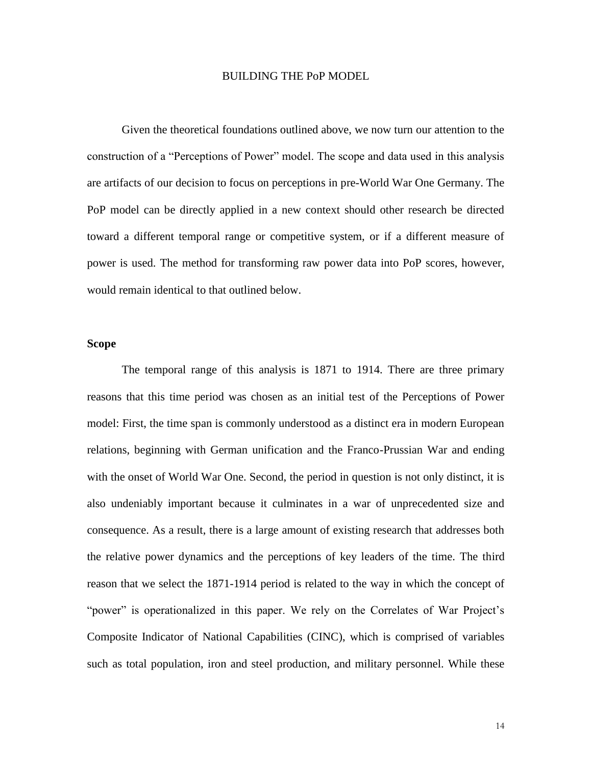# BUILDING THE PoP MODEL

Given the theoretical foundations outlined above, we now turn our attention to the construction of a "Perceptions of Power" model. The scope and data used in this analysis are artifacts of our decision to focus on perceptions in pre-World War One Germany. The PoP model can be directly applied in a new context should other research be directed toward a different temporal range or competitive system, or if a different measure of power is used. The method for transforming raw power data into PoP scores, however, would remain identical to that outlined below.

## Scope

The temporal range of this analysis is 1871 to 1914. There are three primary reasons that this time period was chosen as an initial test of the Perceptions of Power model: First, the time span is commonly understood as a distinct era in modern European relations, beginning with German unification and the Franco-Prussian War and ending with the onset of World War One. Second, the period in question is not only distinct, it is also undeniably important because it culminates in a war of unprecedented size and consequence. As a result, there is a large amount of existing research that addresses both the relative power dynamics and the perceptions of key leaders of the time. The third reason that we select the 1871-1914 period is related to the way in which the concept of "power" is operationalized in this paper. We rely on the Correlates of War Project's Composite Indicator of National Capabilities (CINC), which is comprised of variables such as total population, iron and steel production, and military personnel. While these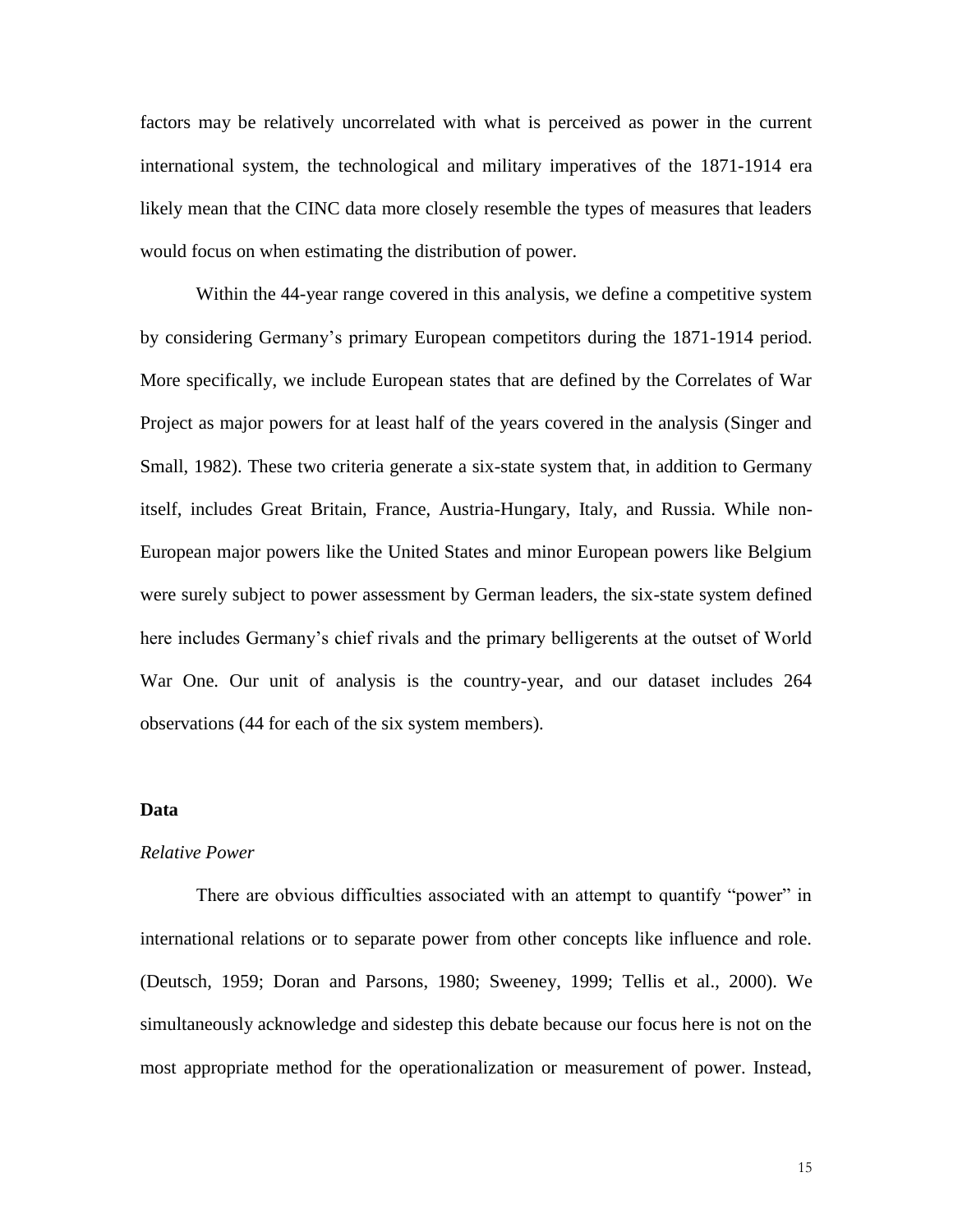factors may be relatively uncorrelated with what is perceived as power in the current international system, the technological and military imperatives of the 1871-1914 era likely mean that the CINC data more closely resemble the types of measures that leaders would focus on when estimating the distribution of power.

Within the 44-year range covered in this analysis, we define a competitive system by considering Germany's primary European competitors during the 1871-1914 period. More specifically, we include European states that are defined by the Correlates of War Project as major powers for at least half of the years covered in the analysis (Singer and Small, 1982). These two criteria generate a six-state system that, in addition to Germany itself, includes Great Britain, France, Austria-Hungary, Italy, and Russia. While non-European major powers like the United States and minor European powers like Belgium were surely subject to power assessment by German leaders, the six-state system defined here includes Germany's chief rivals and the primary belligerents at the outset of World War One. Our unit of analysis is the country-year, and our dataset includes 264 observations (44 for each of the six system members).

## Data

### *Relative Power*

There are obvious difficulties associated with an attempt to quantify "power" in international relations or to separate power from other concepts like influence and role. (Deutsch, 1959; Doran and Parsons, 1980; Sweeney, 1999; Tellis et al., 2000). We simultaneously acknowledge and sidestep this debate because our focus here is not on the most appropriate method for the operationalization or measurement of power. Instead,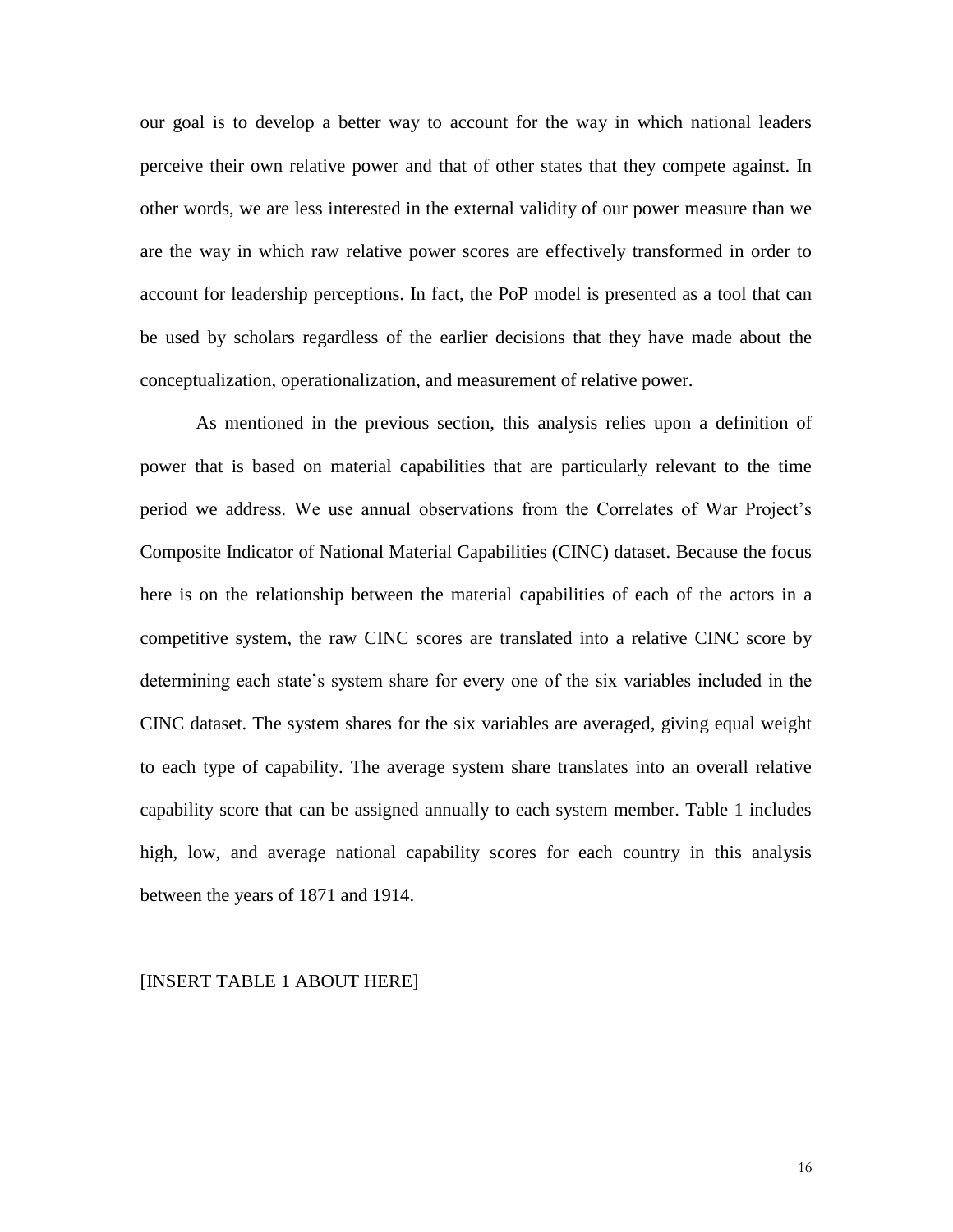our goal is to develop a better way to account for the way in which national leaders perceive their own relative power and that of other states that they compete against. In other words, we are less interested in the external validity of our power measure than we are the way in which raw relative power scores are effectively transformed in order to account for leadership perceptions. In fact, the PoP model is presented as a tool that can be used by scholars regardless of the earlier decisions that they have made about the conceptualization, operationalization, and measurement of relative power.

As mentioned in the previous section, this analysis relies upon a definition of power that is based on material capabilities that are particularly relevant to the time period we address. We use annual observations from the Correlates of War Project's Composite Indicator of National Material Capabilities (CINC) dataset. Because the focus here is on the relationship between the material capabilities of each of the actors in a competitive system, the raw CINC scores are translated into a relative CINC score by determining each state's system share for every one of the six variables included in the CINC dataset. The system shares for the six variables are averaged, giving equal weight to each type of capability. The average system share translates into an overall relative capability score that can be assigned annually to each system member. Table 1 includes high, low, and average national capability scores for each country in this analysis between the years of 1871 and 1914.

[INSERT TABLE 1 ABOUT HERE]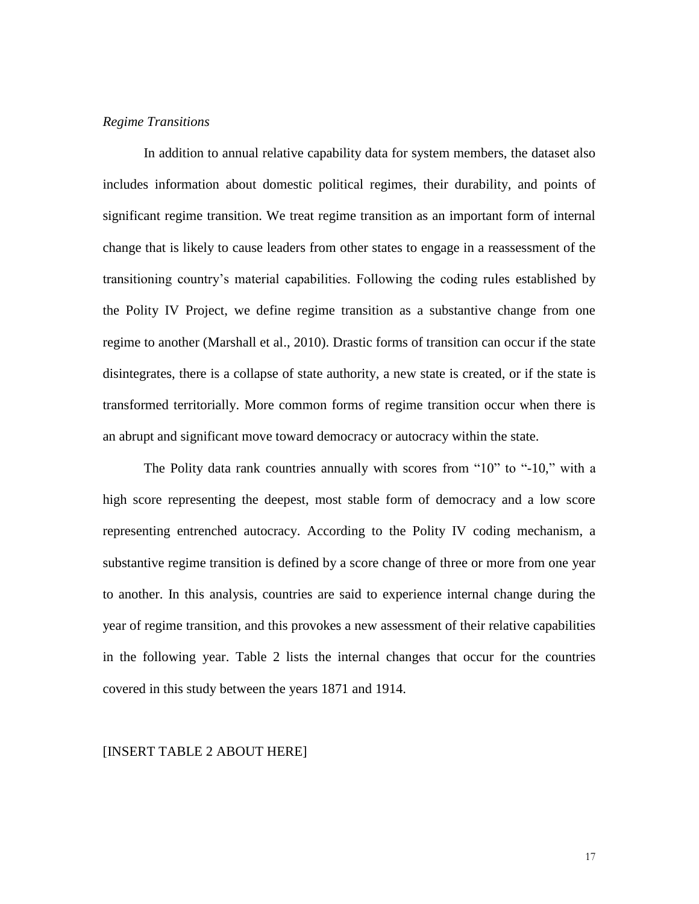*Regime Transitions*

In addition to annual relative capability data for system members, the dataset also includes information about domestic political regimes, their durability, and points of significant regime transition. We treat regime transition as an important form of internal change that is likely to cause leaders from other states to engage in a reassessment of the transitioning country's material capabilities. Following the coding rules established by the Polity IV Project, we define regime transition as a substantive change from one regime to another (Marshall et al., 2010). Drastic forms of transition can occur if the state disintegrates, there is a collapse of state authority, a new state is created, or if the state is transformed territorially. More common forms of regime transition occur when there is an abrupt and significant move toward democracy or autocracy within the state.

The Polity data rank countries annually with scores from "10" to "-10," with a high score representing the deepest, most stable form of democracy and a low score representing entrenched autocracy. According to the Polity IV coding mechanism, a substantive regime transition is defined by a score change of three or more from one year to another. In this analysis, countries are said to experience internal change during the year of regime transition, and this provokes a new assessment of their relative capabilities in the following year. Table 2 lists the internal changes that occur for the countries covered in this study between the years 1871 and 1914.

[INSERT TABLE 2 ABOUT HERE]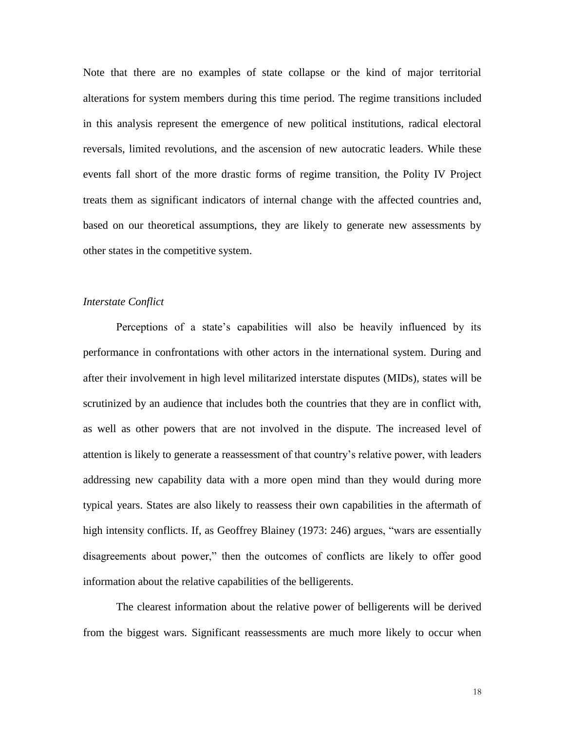Note that there are no examples of state collapse or the kind of major territorial alterations for system members during this time period. The regime transitions included in this analysis represent the emergence of new political institutions, radical electoral reversals, limited revolutions, and the ascension of new autocratic leaders. While these events fall short of the more drastic forms of regime transition, the Polity IV Project treats them as significant indicators of internal change with the affected countries and, based on our theoretical assumptions, they are likely to generate new assessments by other states in the competitive system.

*Interstate Conflict*

Perceptions of a state's capabilities will also be heavily influenced by its performance in confrontations with other actors in the international system. During and after their involvement in high level militarized interstate disputes (MIDs), states will be scrutinized by an audience that includes both the countries that they are in conflict with, as well as other powers that are not involved in the dispute. The increased level of attention is likely to generate a reassessment of that country's relative power, with leaders addressing new capability data with a more open mind than they would during more typical years. States are also likely to reassess their own capabilities in the aftermath of high intensity conflicts. If, as Geoffrey Blainey (1973: 246) argues, "wars are essentially disagreements about power," then the outcomes of conflicts are likely to offer good information about the relative capabilities of the belligerents.

The clearest information about the relative power of belligerents will be derived from the biggest wars. Significant reassessments are much more likely to occur when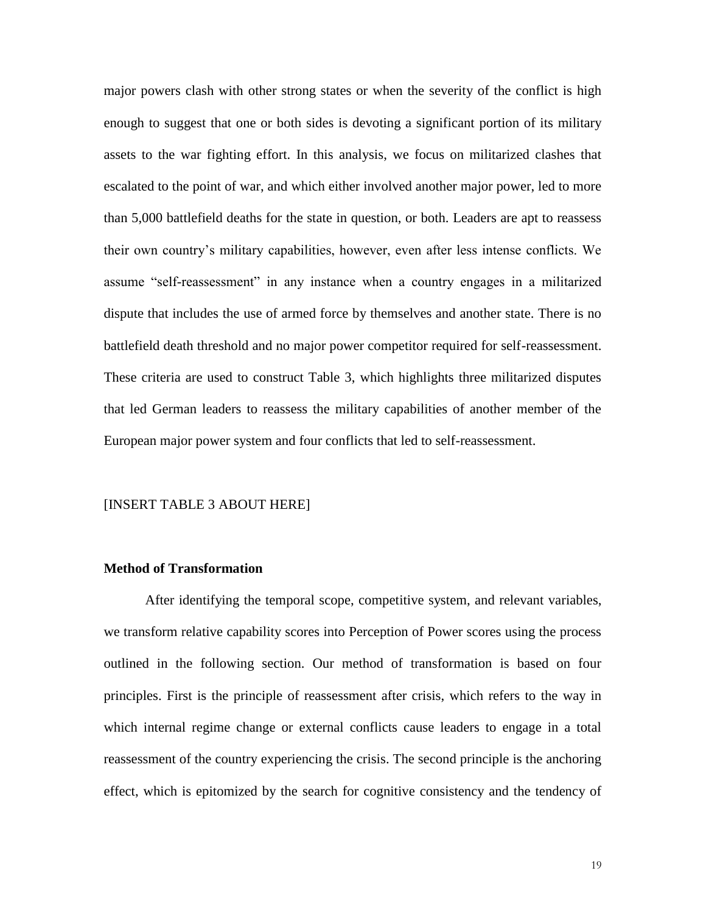major powers clash with other strong states or when the severity of the conflict is high enough to suggest that one or both sides is devoting a significant portion of its military assets to the war fighting effort. In this analysis, we focus on militarized clashes that escalated to the point of war, and which either involved another major power, led to more than 5,000 battlefield deaths for the state in question, or both. Leaders are apt to reassess their own country's military capabilities, however, even after less intense conflicts. We assume "self-reassessment" in any instance when a country engages in a militarized dispute that includes the use of armed force by themselves and another state. There is no battlefield death threshold and no major power competitor required for self-reassessment. These criteria are used to construct Table 3, which highlights three militarized disputes that led German leaders to reassess the military capabilities of another member of the European major power system and four conflicts that led to self-reassessment.

[INSERT TABLE 3 ABOUT HERE]

**Method of Transformation**

After identifying the temporal scope, competitive system, and relevant variables, we transform relative capability scores into Perception of Power scores using the process outlined in the following section. Our method of transformation is based on four principles. First is the principle of reassessment after crisis, which refers to the way in which internal regime change or external conflicts cause leaders to engage in a total reassessment of the country experiencing the crisis. The second principle is the anchoring effect, which is epitomized by the search for cognitive consistency and the tendency of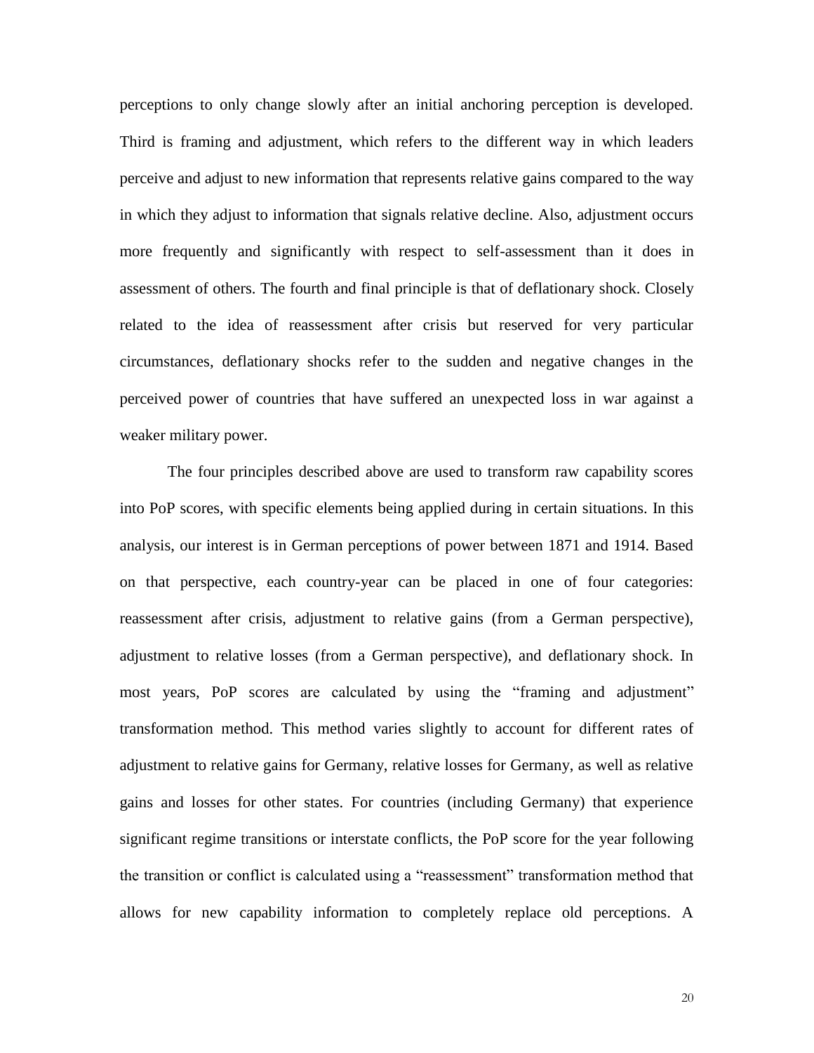perceptions to only change slowly after an initial anchoring perception is developed. Third is framing and adjustment, which refers to the different way in which leaders perceive and adjust to new information that represents relative gains compared to the way in which they adjust to information that signals relative decline. Also, adjustment occurs more frequently and significantly with respect to self-assessment than it does in assessment of others. The fourth and final principle is that of deflationary shock. Closely related to the idea of reassessment after crisis but reserved for very particular circumstances, deflationary shocks refer to the sudden and negative changes in the perceived power of countries that have suffered an unexpected loss in war against a weaker military power.

The four principles described above are used to transform raw capability scores into PoP scores, with specific elements being applied during in certain situations. In this analysis, our interest is in German perceptions of power between 1871 and 1914. Based on that perspective, each country-year can be placed in one of four categories: reassessment after crisis, adjustment to relative gains (from a German perspective), adjustment to relative losses (from a German perspective), and deflationary shock. In most years, PoP scores are calculated by using the "framing and adjustment" transformation method. This method varies slightly to account for different rates of adjustment to relative gains for Germany, relative losses for Germany, as well as relative gains and losses for other states. For countries (including Germany) that experience significant regime transitions or interstate conflicts, the PoP score for the year following the transition or conflict is calculated using a "reassessment" transformation method that allows for new capability information to completely replace old perceptions. A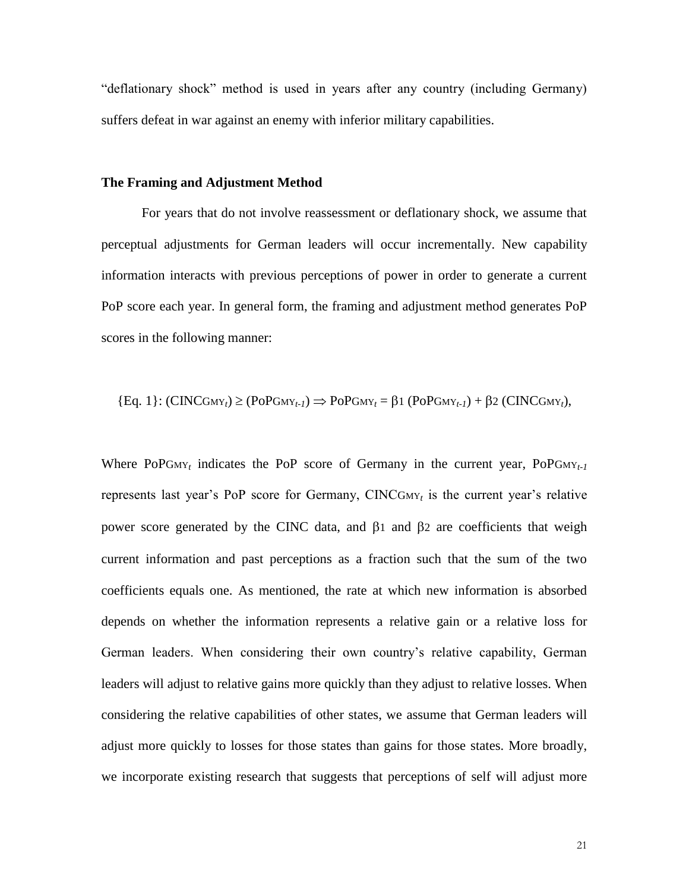"deflationary shock" method is used in years after any country (including Germany) suffers defeat in war against an enemy with inferior military capabilities.

**The Framing and Adjustment Method**

For years that do not involve reassessment or deflationary shock, we assume that perceptual adjustments for German leaders will occur incrementally. New capability information interacts with previous perceptions of power in order to generate a current PoP score each year. In general form, the framing and adjustment method generates PoP scores in the following manner:

$$\{\text{Eq. 1}\}: (\text{CINC}_{\text{GMY}_t}) \geq (\text{PoP}_{\text{GMY}_{t-1}}) \Rightarrow \text{PoP}_{\text{GMY}_t} = \beta_1 (\text{PoP}_{\text{GMY}_{t-1}}) + \beta_2 (\text{CINC}_{\text{GMY}_t}),$$

Where $\text{PoP}_{\text{GMY}_t}$ indicates the PoP score of Germany in the current year, $\text{PoP}_{\text{GMY}_{t-1}}$ represents last year's PoP score for Germany, $\text{CINC}_{\text{GMY}_t}$ is the current year's relative power score generated by the CINC data, and $\beta_1$ and $\beta_2$ are coefficients that weigh current information and past perceptions as a fraction such that the sum of the two coefficients equals one. As mentioned, the rate at which new information is absorbed depends on whether the information represents a relative gain or a relative loss for German leaders. When considering their own country's relative capability, German leaders will adjust to relative gains more quickly than they adjust to relative losses. When considering the relative capabilities of other states, we assume that German leaders will adjust more quickly to losses for those states than gains for those states. More broadly, we incorporate existing research that suggests that perceptions of self will adjust more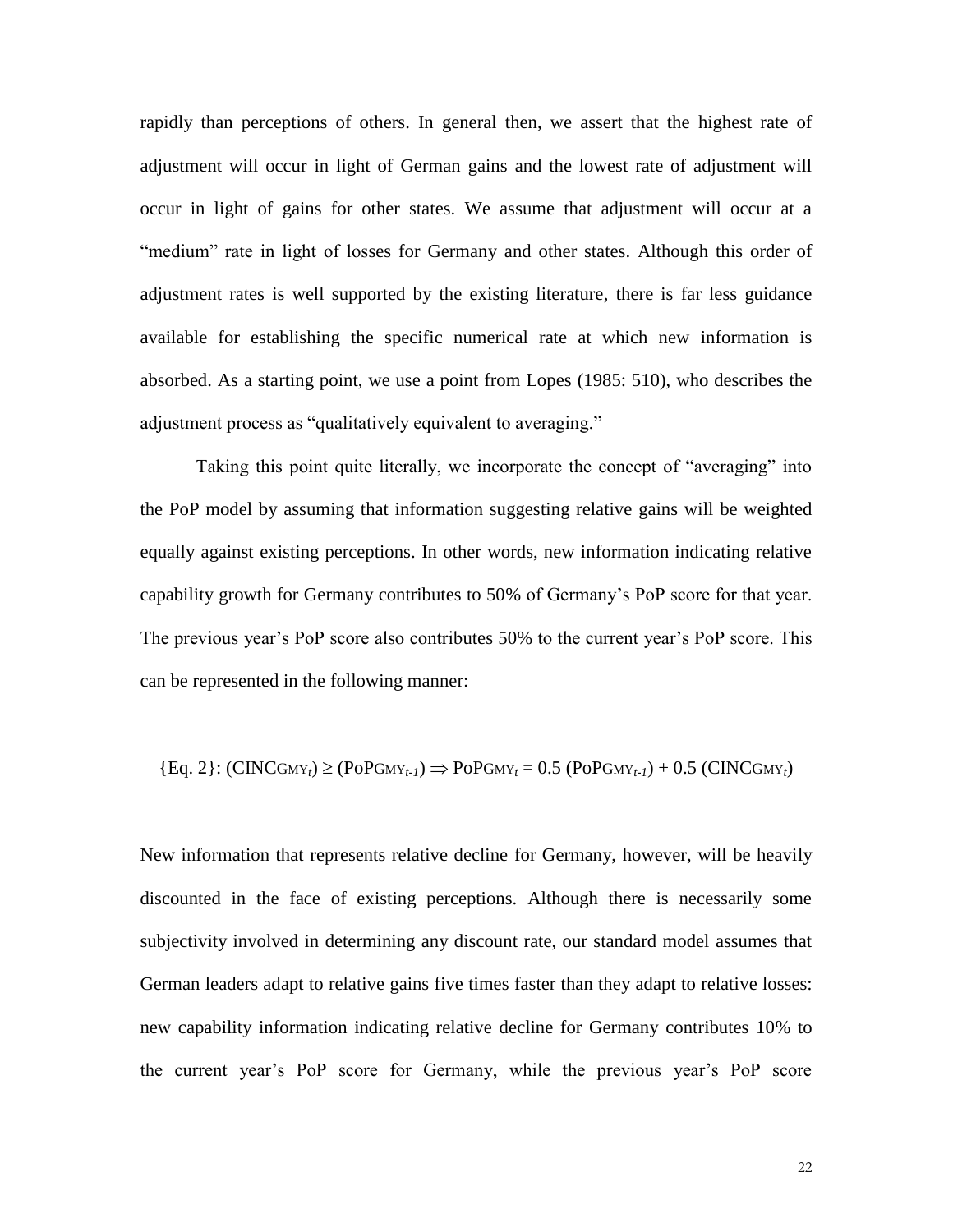rapidly than perceptions of others. In general then, we assert that the highest rate of adjustment will occur in light of German gains and the lowest rate of adjustment will occur in light of gains for other states. We assume that adjustment will occur at a "medium" rate in light of losses for Germany and other states. Although this order of adjustment rates is well supported by the existing literature, there is far less guidance available for establishing the specific numerical rate at which new information is absorbed. As a starting point, we use a point from Lopes (1985: 510), who describes the adjustment process as "qualitatively equivalent to averaging."

Taking this point quite literally, we incorporate the concept of "averaging" into the PoP model by assuming that information suggesting relative gains will be weighted equally against existing perceptions. In other words, new information indicating relative capability growth for Germany contributes to 50% of Germany's PoP score for that year. The previous year's PoP score also contributes 50% to the current year's PoP score. This can be represented in the following manner:

$$\{\text{Eq. 2}\}: (\text{CINC}_{\text{GMY}_t}) \geq (\text{PoP}_{\text{GMY}_{t-1}}) \Rightarrow \text{PoP}_{\text{GMY}_t} = 0.5\,(\text{PoP}_{\text{GMY}_{t-1}}) + 0.5\,(\text{CINC}_{\text{GMY}_t})$$

New information that represents relative decline for Germany, however, will be heavily discounted in the face of existing perceptions. Although there is necessarily some subjectivity involved in determining any discount rate, our standard model assumes that German leaders adapt to relative gains five times faster than they adapt to relative losses: new capability information indicating relative decline for Germany contributes 10% to the current year's PoP score for Germany, while the previous year's PoP score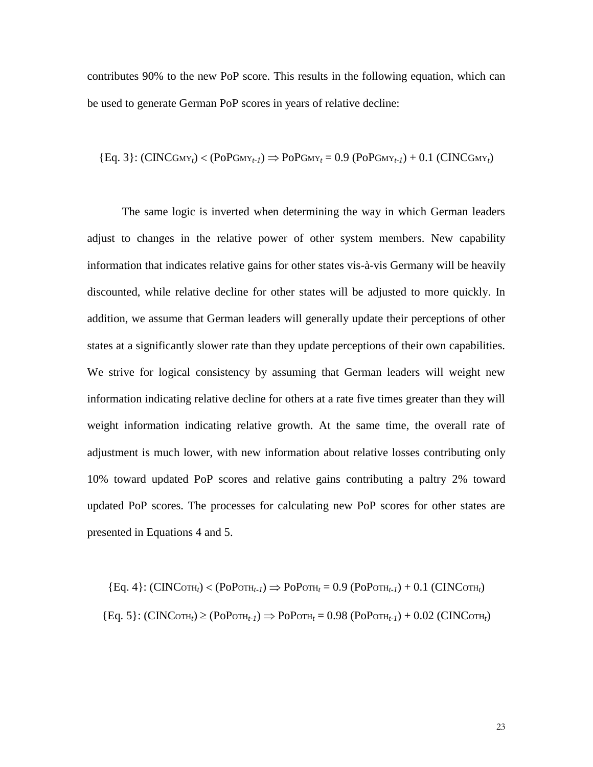contributes 90% to the new PoP score. This results in the following equation, which can be used to generate German PoP scores in years of relative decline:

$$\{\text{Eq. 3}\}: (\text{CINC}_{\text{GMY}_t}) < (\text{PoP}_{\text{GMY}_{t-1}}) \Rightarrow \text{PoP}_{\text{GMY}_t} = 0.9\,(\text{PoP}_{\text{GMY}_{t-1}}) + 0.1\,(\text{CINC}_{\text{GMY}_t})$$

The same logic is inverted when determining the way in which German leaders adjust to changes in the relative power of other system members. New capability information that indicates relative gains for other states vis-à-vis Germany will be heavily discounted, while relative decline for other states will be adjusted to more quickly. In addition, we assume that German leaders will generally update their perceptions of other states at a significantly slower rate than they update perceptions of their own capabilities. We strive for logical consistency by assuming that German leaders will weight new information indicating relative decline for others at a rate five times greater than they will weight information indicating relative growth. At the same time, the overall rate of adjustment is much lower, with new information about relative losses contributing only 10% toward updated PoP scores and relative gains contributing a paltry 2% toward updated PoP scores. The processes for calculating new PoP scores for other states are presented in Equations 4 and 5.

$$\{\text{Eq. 4}\}: (\text{CINC}_{\text{OTH}_t}) < (\text{PoP}_{\text{OTH}_{t-1}}) \Rightarrow \text{PoP}_{\text{OTH}_t} = 0.9\,(\text{PoP}_{\text{OTH}_{t-1}}) + 0.1\,(\text{CINC}_{\text{OTH}_t})$$

$$\{\text{Eq. 5}\}: (\text{CINC}_{\text{OTH}_t}) \geq (\text{PoP}_{\text{OTH}_{t-1}}) \Rightarrow \text{PoP}_{\text{OTH}_t} = 0.98\,(\text{PoP}_{\text{OTH}_{t-1}}) + 0.02\,(\text{CINC}_{\text{OTH}_t})$$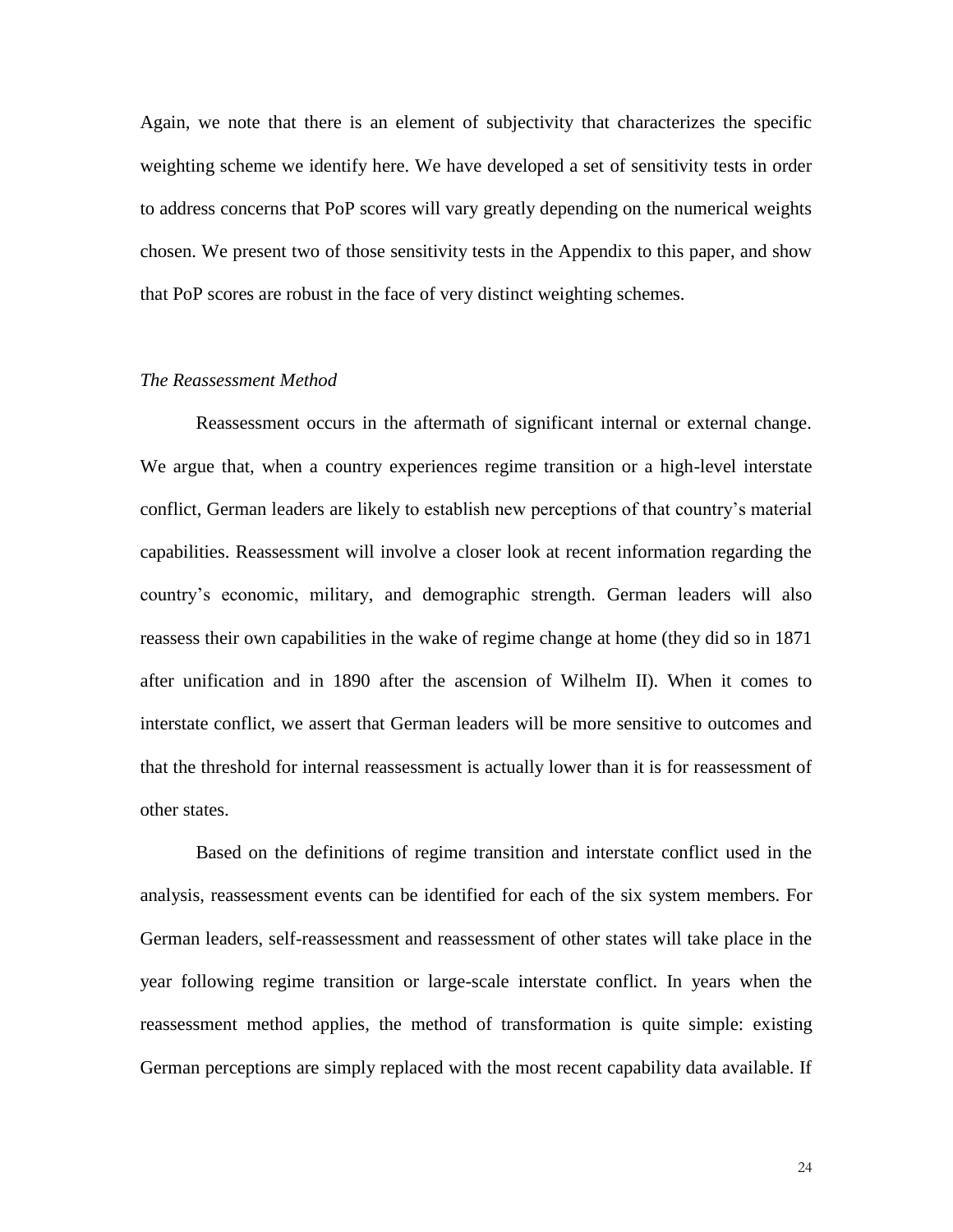Again, we note that there is an element of subjectivity that characterizes the specific weighting scheme we identify here. We have developed a set of sensitivity tests in order to address concerns that PoP scores will vary greatly depending on the numerical weights chosen. We present two of those sensitivity tests in the Appendix to this paper, and show that PoP scores are robust in the face of very distinct weighting schemes.

*The Reassessment Method*

Reassessment occurs in the aftermath of significant internal or external change. We argue that, when a country experiences regime transition or a high-level interstate conflict, German leaders are likely to establish new perceptions of that country's material capabilities. Reassessment will involve a closer look at recent information regarding the country's economic, military, and demographic strength. German leaders will also reassess their own capabilities in the wake of regime change at home (they did so in 1871 after unification and in 1890 after the ascension of Wilhelm II). When it comes to interstate conflict, we assert that German leaders will be more sensitive to outcomes and that the threshold for internal reassessment is actually lower than it is for reassessment of other states.

Based on the definitions of regime transition and interstate conflict used in the analysis, reassessment events can be identified for each of the six system members. For German leaders, self-reassessment and reassessment of other states will take place in the year following regime transition or large-scale interstate conflict. In years when the reassessment method applies, the method of transformation is quite simple: existing German perceptions are simply replaced with the most recent capability data available. If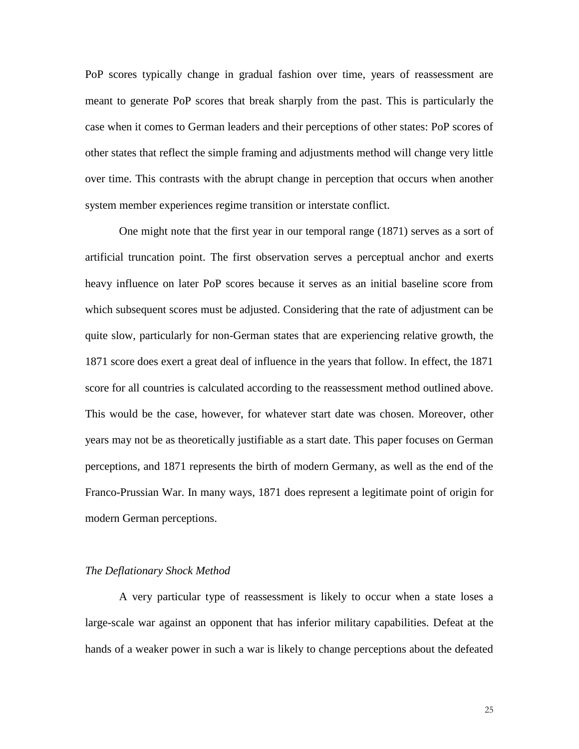PoP scores typically change in gradual fashion over time, years of reassessment are meant to generate PoP scores that break sharply from the past. This is particularly the case when it comes to German leaders and their perceptions of other states: PoP scores of other states that reflect the simple framing and adjustments method will change very little over time. This contrasts with the abrupt change in perception that occurs when another system member experiences regime transition or interstate conflict.

One might note that the first year in our temporal range (1871) serves as a sort of artificial truncation point. The first observation serves a perceptual anchor and exerts heavy influence on later PoP scores because it serves as an initial baseline score from which subsequent scores must be adjusted. Considering that the rate of adjustment can be quite slow, particularly for non-German states that are experiencing relative growth, the 1871 score does exert a great deal of influence in the years that follow. In effect, the 1871 score for all countries is calculated according to the reassessment method outlined above. This would be the case, however, for whatever start date was chosen. Moreover, other years may not be as theoretically justifiable as a start date. This paper focuses on German perceptions, and 1871 represents the birth of modern Germany, as well as the end of the Franco-Prussian War. In many ways, 1871 does represent a legitimate point of origin for modern German perceptions.

### *The Deflationary Shock Method*

A very particular type of reassessment is likely to occur when a state loses a large-scale war against an opponent that has inferior military capabilities. Defeat at the hands of a weaker power in such a war is likely to change perceptions about the defeated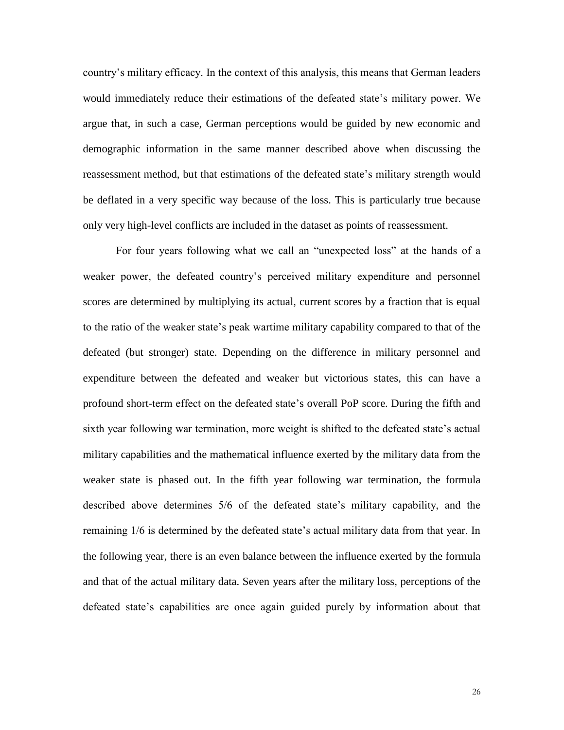country's military efficacy. In the context of this analysis, this means that German leaders would immediately reduce their estimations of the defeated state's military power. We argue that, in such a case, German perceptions would be guided by new economic and demographic information in the same manner described above when discussing the reassessment method, but that estimations of the defeated state's military strength would be deflated in a very specific way because of the loss. This is particularly true because only very high-level conflicts are included in the dataset as points of reassessment.

For four years following what we call an "unexpected loss" at the hands of a weaker power, the defeated country's perceived military expenditure and personnel scores are determined by multiplying its actual, current scores by a fraction that is equal to the ratio of the weaker state's peak wartime military capability compared to that of the defeated (but stronger) state. Depending on the difference in military personnel and expenditure between the defeated and weaker but victorious states, this can have a profound short-term effect on the defeated state's overall PoP score. During the fifth and sixth year following war termination, more weight is shifted to the defeated state's actual military capabilities and the mathematical influence exerted by the military data from the weaker state is phased out. In the fifth year following war termination, the formula described above determines 5/6 of the defeated state's military capability, and the remaining 1/6 is determined by the defeated state's actual military data from that year. In the following year, there is an even balance between the influence exerted by the formula and that of the actual military data. Seven years after the military loss, perceptions of the defeated state's capabilities are once again guided purely by information about that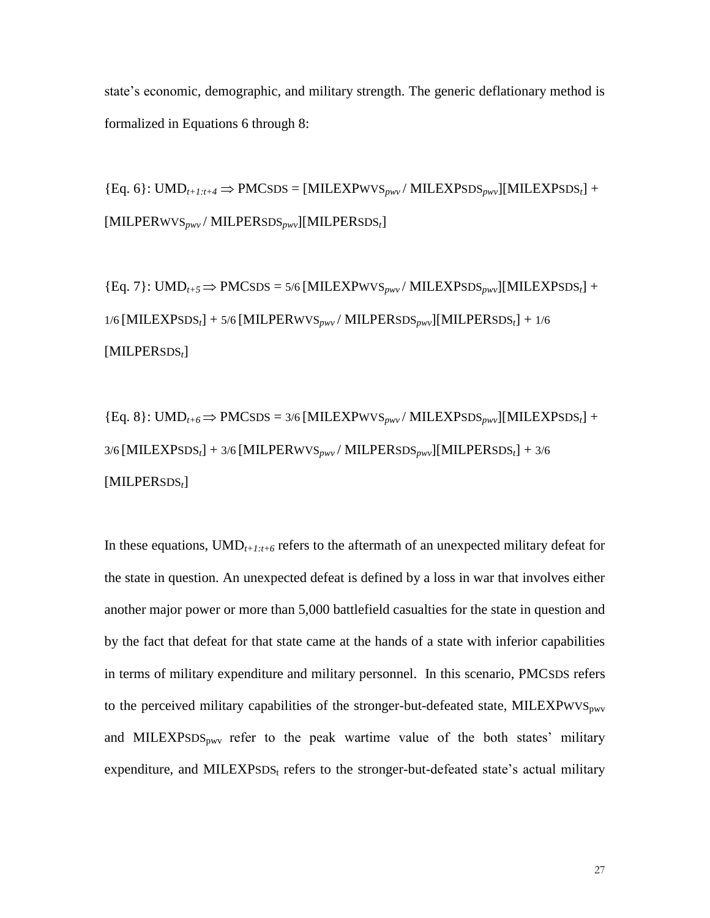state's economic, demographic, and military strength. The generic deflationary method is formalized in Equations 6 through 8:

{Eq. 6}: $UMD_{t+1:t+4} \Rightarrow PMC_{SDS} = [MILEXP_{WVS_{pwv}} / MILEXP_{SDS_{pwv}}][MILEXP_{SDS_t}] + [MILPER_{WVS_{pwv}} / MILPER_{SDS_{pwv}}][MILPER_{SDS_t}]$

{Eq. 7}: $UMD_{t+5} \Rightarrow PMC_{SDS} = 5/6\,[MILEXP_{WVS_{pwv}} / MILEXP_{SDS_{pwv}}][MILEXP_{SDS_t}] + 1/6\,[MILEXP_{SDS_t}] + 5/6\,[MILPER_{WVS_{pwv}} / MILPER_{SDS_{pwv}}][MILPER_{SDS_t}] + 1/6\,[MILPER_{SDS_t}]$

{Eq. 8}: $UMD_{t+6} \Rightarrow PMC_{SDS} = 3/6\,[MILEXP_{WVS_{pwv}} / MILEXP_{SDS_{pwv}}][MILEXP_{SDS_t}] + 3/6\,[MILEXP_{SDS_t}] + 3/6\,[MILPER_{WVS_{pwv}} / MILPER_{SDS_{pwv}}][MILPER_{SDS_t}] + 3/6\,[MILPER_{SDS_t}]$

In these equations, $UMD_{t+1:t+6}$ refers to the aftermath of an unexpected military defeat for the state in question. An unexpected defeat is defined by a loss in war that involves either another major power or more than 5,000 battlefield casualties for the state in question and by the fact that defeat for that state came at the hands of a state with inferior capabilities in terms of military expenditure and military personnel. In this scenario, $PMC_{SDS}$ refers to the perceived military capabilities of the stronger-but-defeated state, $MILEXP_{WVS_{pwv}}$ and $MILEXP_{SDS_{pwv}}$ refer to the peak wartime value of the both states' military expenditure, and $MILEXP_{SDS_t}$ refers to the stronger-but-defeated state's actual military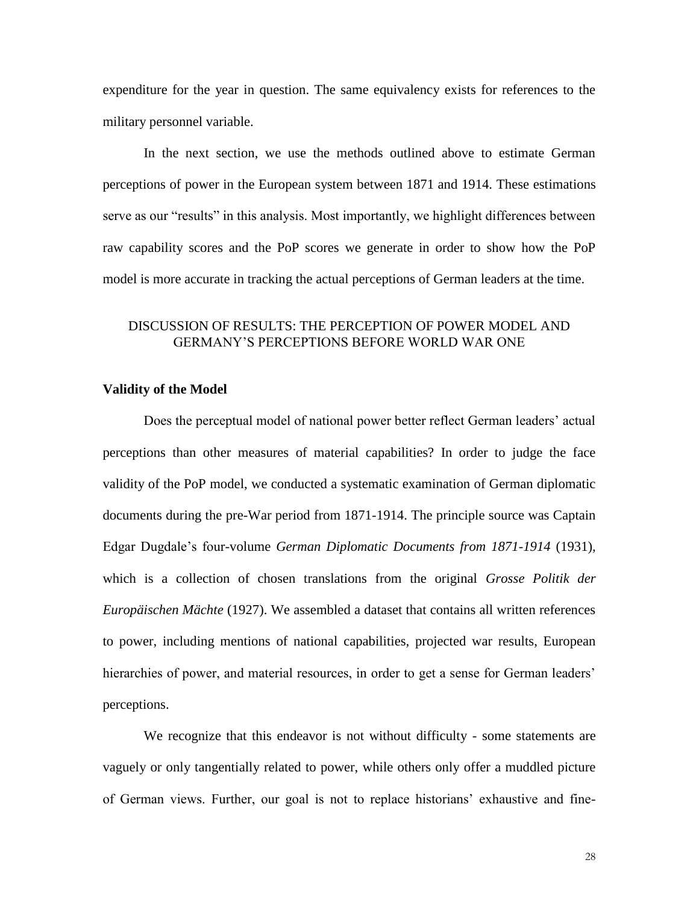expenditure for the year in question. The same equivalency exists for references to the military personnel variable.

In the next section, we use the methods outlined above to estimate German perceptions of power in the European system between 1871 and 1914. These estimations serve as our "results" in this analysis. Most importantly, we highlight differences between raw capability scores and the PoP scores we generate in order to show how the PoP model is more accurate in tracking the actual perceptions of German leaders at the time.

## DISCUSSION OF RESULTS: THE PERCEPTION OF POWER MODEL AND GERMANY'S PERCEPTIONS BEFORE WORLD WAR ONE

### Validity of the Model

Does the perceptual model of national power better reflect German leaders' actual perceptions than other measures of material capabilities? In order to judge the face validity of the PoP model, we conducted a systematic examination of German diplomatic documents during the pre-War period from 1871-1914. The principle source was Captain Edgar Dugdale's four-volume *German Diplomatic Documents from 1871-1914* (1931), which is a collection of chosen translations from the original *Grosse Politik der Europäischen Mächte* (1927). We assembled a dataset that contains all written references to power, including mentions of national capabilities, projected war results, European hierarchies of power, and material resources, in order to get a sense for German leaders' perceptions.

We recognize that this endeavor is not without difficulty - some statements are vaguely or only tangentially related to power, while others only offer a muddled picture of German views. Further, our goal is not to replace historians' exhaustive and fine-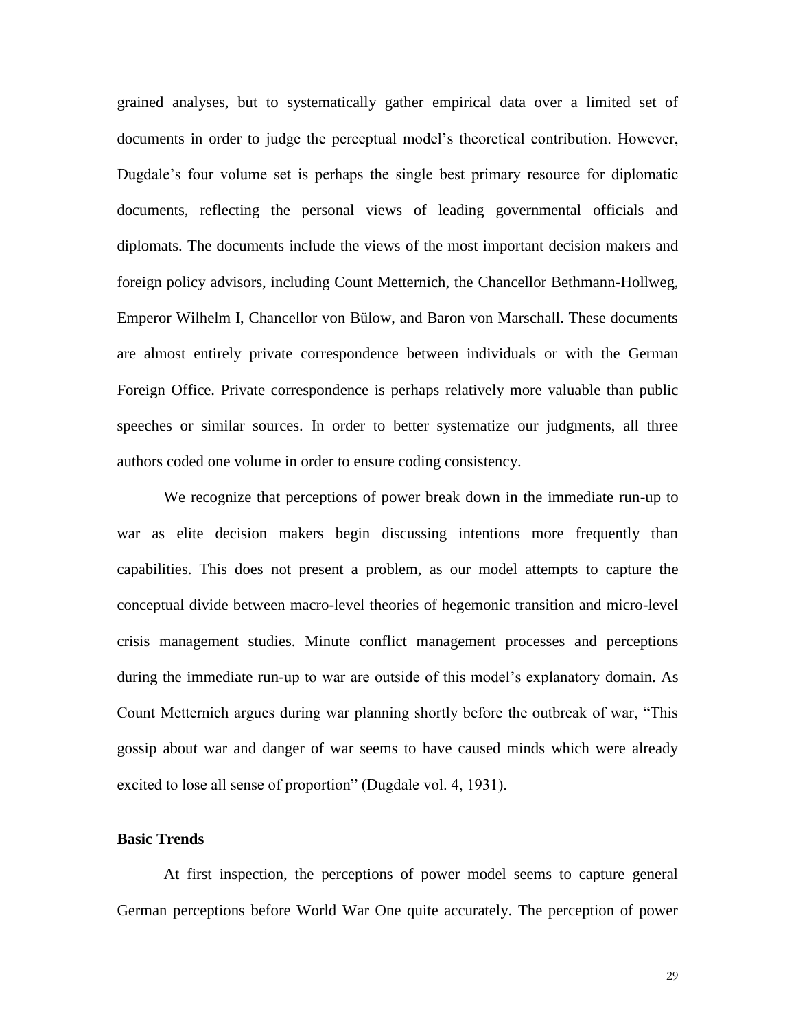grained analyses, but to systematically gather empirical data over a limited set of documents in order to judge the perceptual model's theoretical contribution. However, Dugdale's four volume set is perhaps the single best primary resource for diplomatic documents, reflecting the personal views of leading governmental officials and diplomats. The documents include the views of the most important decision makers and foreign policy advisors, including Count Metternich, the Chancellor Bethmann-Hollweg, Emperor Wilhelm I, Chancellor von Bülow, and Baron von Marschall. These documents are almost entirely private correspondence between individuals or with the German Foreign Office. Private correspondence is perhaps relatively more valuable than public speeches or similar sources. In order to better systematize our judgments, all three authors coded one volume in order to ensure coding consistency.

We recognize that perceptions of power break down in the immediate run-up to war as elite decision makers begin discussing intentions more frequently than capabilities. This does not present a problem, as our model attempts to capture the conceptual divide between macro-level theories of hegemonic transition and micro-level crisis management studies. Minute conflict management processes and perceptions during the immediate run-up to war are outside of this model's explanatory domain. As Count Metternich argues during war planning shortly before the outbreak of war, "This gossip about war and danger of war seems to have caused minds which were already excited to lose all sense of proportion" (Dugdale vol. 4, 1931).

### Basic Trends

At first inspection, the perceptions of power model seems to capture general German perceptions before World War One quite accurately. The perception of power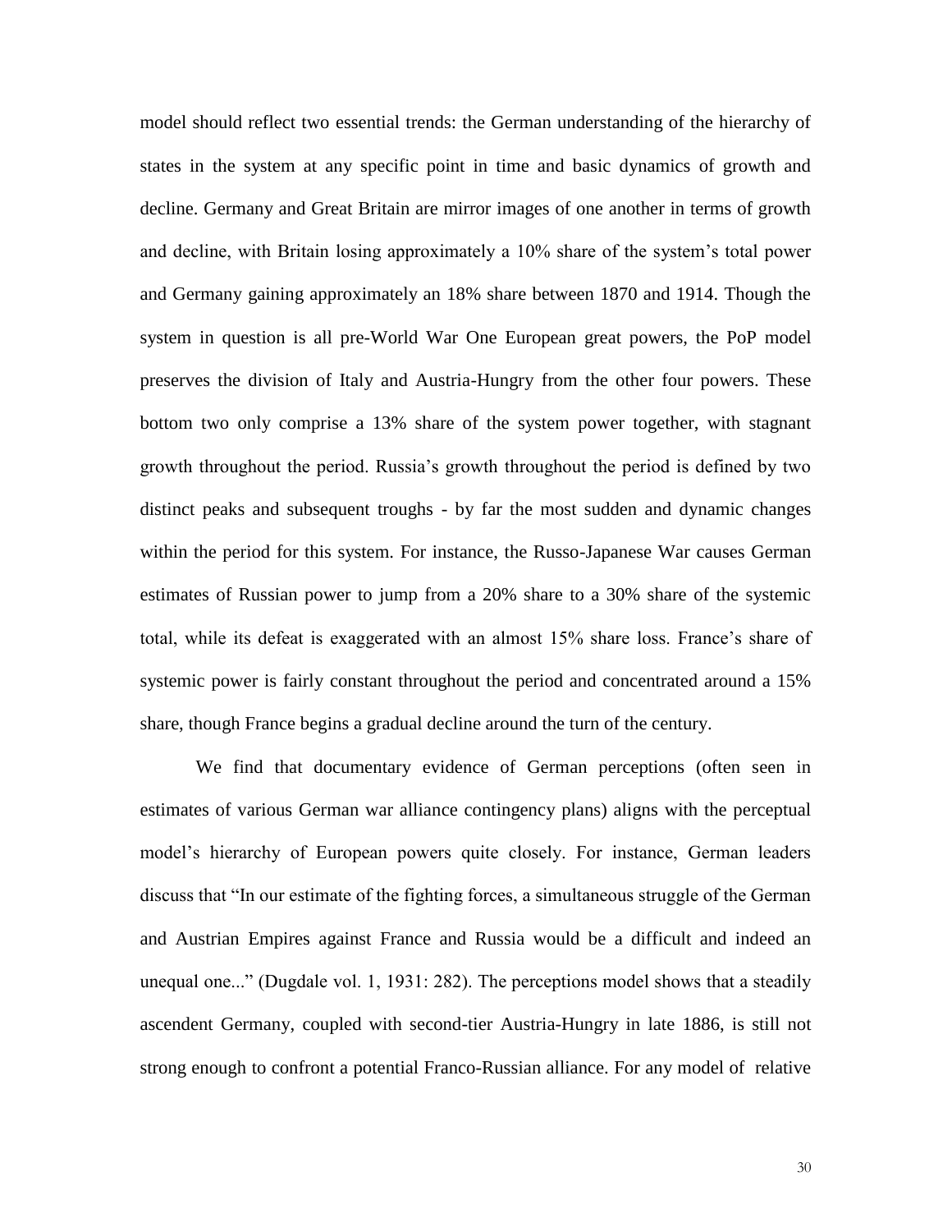model should reflect two essential trends: the German understanding of the hierarchy of states in the system at any specific point in time and basic dynamics of growth and decline. Germany and Great Britain are mirror images of one another in terms of growth and decline, with Britain losing approximately a 10% share of the system's total power and Germany gaining approximately an 18% share between 1870 and 1914. Though the system in question is all pre-World War One European great powers, the PoP model preserves the division of Italy and Austria-Hungry from the other four powers. These bottom two only comprise a 13% share of the system power together, with stagnant growth throughout the period. Russia's growth throughout the period is defined by two distinct peaks and subsequent troughs - by far the most sudden and dynamic changes within the period for this system. For instance, the Russo-Japanese War causes German estimates of Russian power to jump from a 20% share to a 30% share of the systemic total, while its defeat is exaggerated with an almost 15% share loss. France's share of systemic power is fairly constant throughout the period and concentrated around a 15% share, though France begins a gradual decline around the turn of the century.

We find that documentary evidence of German perceptions (often seen in estimates of various German war alliance contingency plans) aligns with the perceptual model's hierarchy of European powers quite closely. For instance, German leaders discuss that "In our estimate of the fighting forces, a simultaneous struggle of the German and Austrian Empires against France and Russia would be a difficult and indeed an unequal one..." (Dugdale vol. 1, 1931: 282). The perceptions model shows that a steadily ascendent Germany, coupled with second-tier Austria-Hungry in late 1886, is still not strong enough to confront a potential Franco-Russian alliance. For any model of relative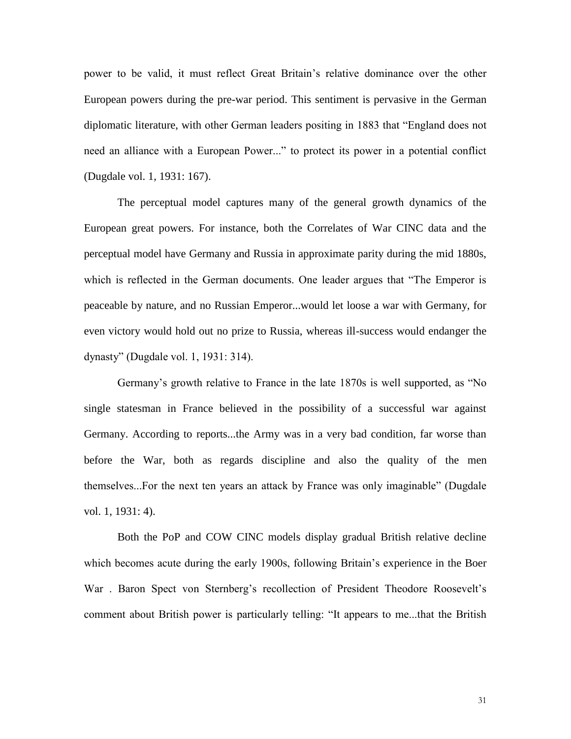power to be valid, it must reflect Great Britain's relative dominance over the other European powers during the pre-war period. This sentiment is pervasive in the German diplomatic literature, with other German leaders positing in 1883 that "England does not need an alliance with a European Power..." to protect its power in a potential conflict (Dugdale vol. 1, 1931: 167).

The perceptual model captures many of the general growth dynamics of the European great powers. For instance, both the Correlates of War CINC data and the perceptual model have Germany and Russia in approximate parity during the mid 1880s, which is reflected in the German documents. One leader argues that "The Emperor is peaceable by nature, and no Russian Emperor...would let loose a war with Germany, for even victory would hold out no prize to Russia, whereas ill-success would endanger the dynasty" (Dugdale vol. 1, 1931: 314).

Germany's growth relative to France in the late 1870s is well supported, as "No single statesman in France believed in the possibility of a successful war against Germany. According to reports...the Army was in a very bad condition, far worse than before the War, both as regards discipline and also the quality of the men themselves...For the next ten years an attack by France was only imaginable" (Dugdale vol. 1, 1931: 4).

Both the PoP and COW CINC models display gradual British relative decline which becomes acute during the early 1900s, following Britain's experience in the Boer War . Baron Spect von Sternberg's recollection of President Theodore Roosevelt's comment about British power is particularly telling: "It appears to me...that the British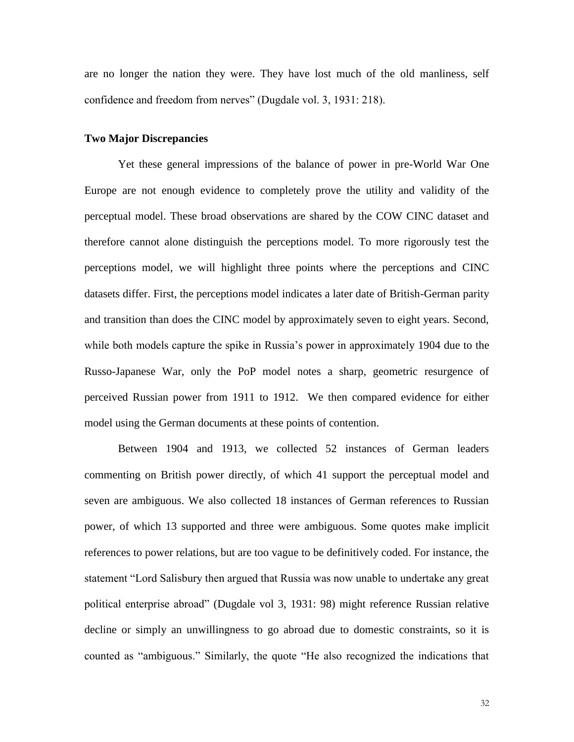are no longer the nation they were. They have lost much of the old manliness, self confidence and freedom from nerves" (Dugdale vol. 3, 1931: 218).

**Two Major Discrepancies**

Yet these general impressions of the balance of power in pre-World War One Europe are not enough evidence to completely prove the utility and validity of the perceptual model. These broad observations are shared by the COW CINC dataset and therefore cannot alone distinguish the perceptions model. To more rigorously test the perceptions model, we will highlight three points where the perceptions and CINC datasets differ. First, the perceptions model indicates a later date of British-German parity and transition than does the CINC model by approximately seven to eight years. Second, while both models capture the spike in Russia's power in approximately 1904 due to the Russo-Japanese War, only the PoP model notes a sharp, geometric resurgence of perceived Russian power from 1911 to 1912. We then compared evidence for either model using the German documents at these points of contention.

Between 1904 and 1913, we collected 52 instances of German leaders commenting on British power directly, of which 41 support the perceptual model and seven are ambiguous. We also collected 18 instances of German references to Russian power, of which 13 supported and three were ambiguous. Some quotes make implicit references to power relations, but are too vague to be definitively coded. For instance, the statement "Lord Salisbury then argued that Russia was now unable to undertake any great political enterprise abroad" (Dugdale vol 3, 1931: 98) might reference Russian relative decline or simply an unwillingness to go abroad due to domestic constraints, so it is counted as "ambiguous." Similarly, the quote "He also recognized the indications that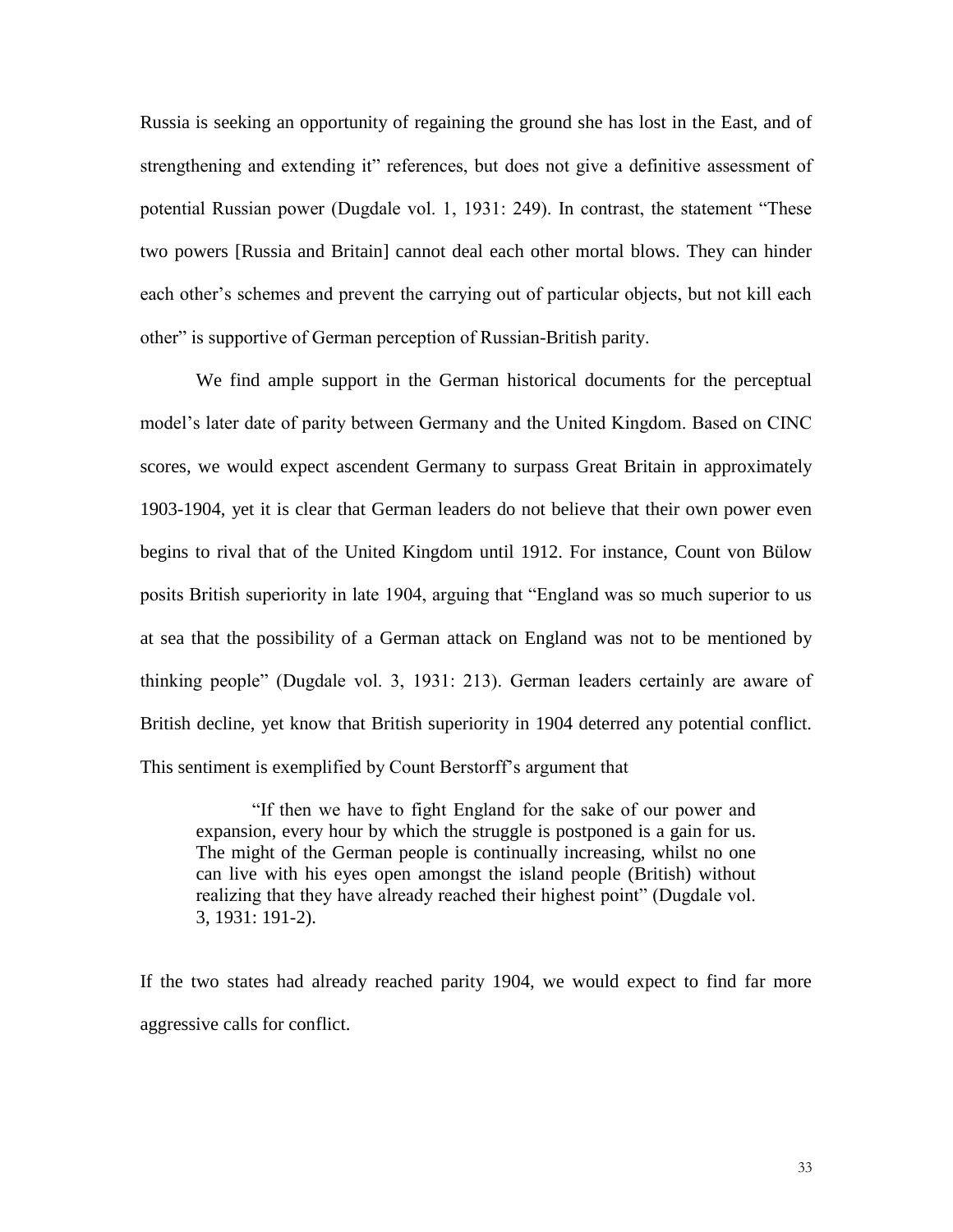Russia is seeking an opportunity of regaining the ground she has lost in the East, and of strengthening and extending it" references, but does not give a definitive assessment of potential Russian power (Dugdale vol. 1, 1931: 249). In contrast, the statement "These two powers [Russia and Britain] cannot deal each other mortal blows. They can hinder each other's schemes and prevent the carrying out of particular objects, but not kill each other" is supportive of German perception of Russian-British parity.

We find ample support in the German historical documents for the perceptual model's later date of parity between Germany and the United Kingdom. Based on CINC scores, we would expect ascendent Germany to surpass Great Britain in approximately 1903-1904, yet it is clear that German leaders do not believe that their own power even begins to rival that of the United Kingdom until 1912. For instance, Count von Bülow posits British superiority in late 1904, arguing that "England was so much superior to us at sea that the possibility of a German attack on England was not to be mentioned by thinking people" (Dugdale vol. 3, 1931: 213). German leaders certainly are aware of British decline, yet know that British superiority in 1904 deterred any potential conflict. This sentiment is exemplified by Count Berstorff's argument that

> "If then we have to fight England for the sake of our power and expansion, every hour by which the struggle is postponed is a gain for us. The might of the German people is continually increasing, whilst no one can live with his eyes open amongst the island people (British) without realizing that they have already reached their highest point" (Dugdale vol. 3, 1931: 191-2).

If the two states had already reached parity 1904, we would expect to find far more aggressive calls for conflict.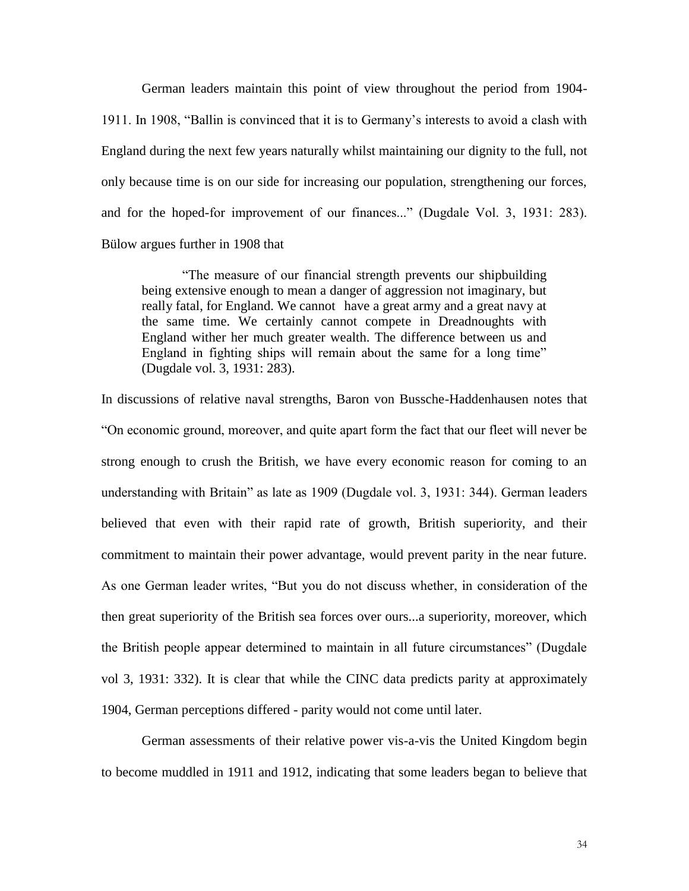German leaders maintain this point of view throughout the period from 1904-1911. In 1908, "Ballin is convinced that it is to Germany's interests to avoid a clash with England during the next few years naturally whilst maintaining our dignity to the full, not only because time is on our side for increasing our population, strengthening our forces, and for the hoped-for improvement of our finances..." (Dugdale Vol. 3, 1931: 283). Bülow argues further in 1908 that

> "The measure of our financial strength prevents our shipbuilding being extensive enough to mean a danger of aggression not imaginary, but really fatal, for England. We cannot have a great army and a great navy at the same time. We certainly cannot compete in Dreadnoughts with England wither her much greater wealth. The difference between us and England in fighting ships will remain about the same for a long time" (Dugdale vol. 3, 1931: 283).

In discussions of relative naval strengths, Baron von Bussche-Haddenhausen notes that "On economic ground, moreover, and quite apart form the fact that our fleet will never be strong enough to crush the British, we have every economic reason for coming to an understanding with Britain" as late as 1909 (Dugdale vol. 3, 1931: 344). German leaders believed that even with their rapid rate of growth, British superiority, and their commitment to maintain their power advantage, would prevent parity in the near future. As one German leader writes, "But you do not discuss whether, in consideration of the then great superiority of the British sea forces over ours...a superiority, moreover, which the British people appear determined to maintain in all future circumstances" (Dugdale vol 3, 1931: 332). It is clear that while the CINC data predicts parity at approximately 1904, German perceptions differed - parity would not come until later.

German assessments of their relative power vis-a-vis the United Kingdom begin to become muddled in 1911 and 1912, indicating that some leaders began to believe that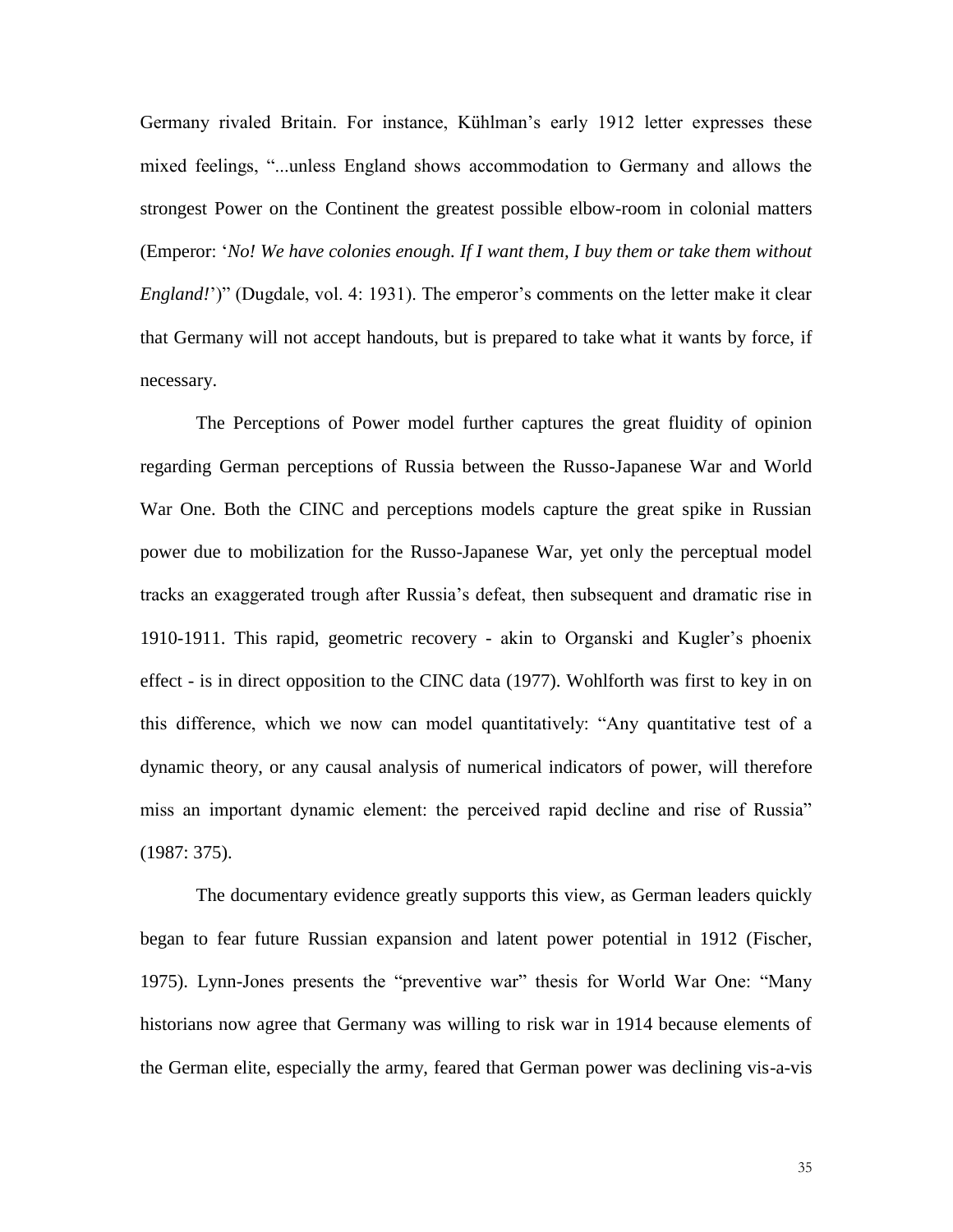Germany rivaled Britain. For instance, Kühlman's early 1912 letter expresses these mixed feelings, "...unless England shows accommodation to Germany and allows the strongest Power on the Continent the greatest possible elbow-room in colonial matters (Emperor: '*No! We have colonies enough. If I want them, I buy them or take them without England!*')" (Dugdale, vol. 4: 1931). The emperor's comments on the letter make it clear that Germany will not accept handouts, but is prepared to take what it wants by force, if necessary.

The Perceptions of Power model further captures the great fluidity of opinion regarding German perceptions of Russia between the Russo-Japanese War and World War One. Both the CINC and perceptions models capture the great spike in Russian power due to mobilization for the Russo-Japanese War, yet only the perceptual model tracks an exaggerated trough after Russia's defeat, then subsequent and dramatic rise in 1910-1911. This rapid, geometric recovery - akin to Organski and Kugler's phoenix effect - is in direct opposition to the CINC data (1977). Wohlforth was first to key in on this difference, which we now can model quantitatively: "Any quantitative test of a dynamic theory, or any causal analysis of numerical indicators of power, will therefore miss an important dynamic element: the perceived rapid decline and rise of Russia" (1987: 375).

The documentary evidence greatly supports this view, as German leaders quickly began to fear future Russian expansion and latent power potential in 1912 (Fischer, 1975). Lynn-Jones presents the "preventive war" thesis for World War One: "Many historians now agree that Germany was willing to risk war in 1914 because elements of the German elite, especially the army, feared that German power was declining vis-a-vis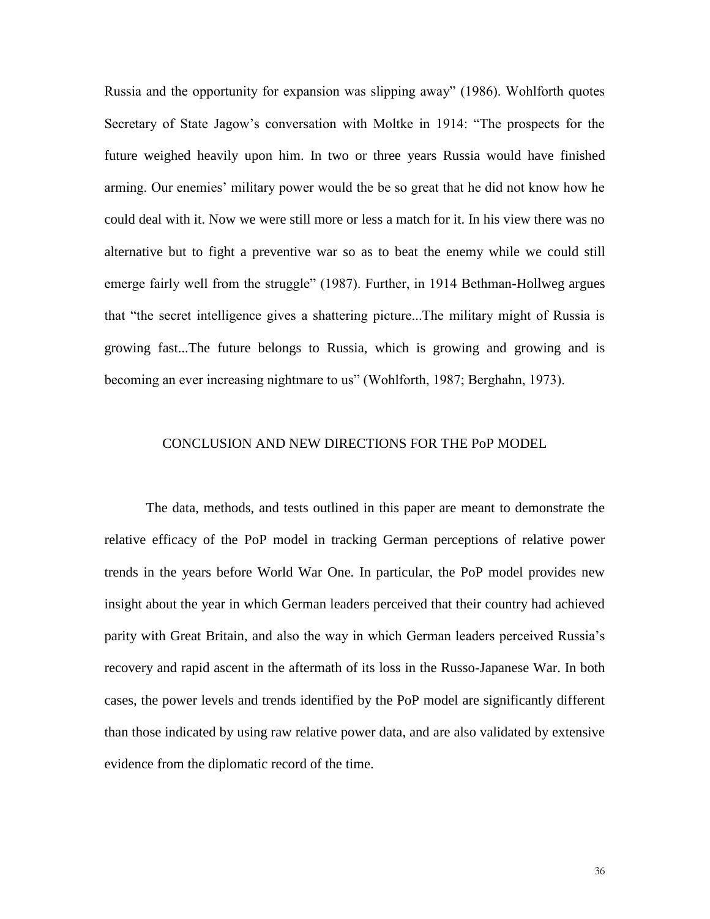Russia and the opportunity for expansion was slipping away" (1986). Wohlforth quotes Secretary of State Jagow's conversation with Moltke in 1914: "The prospects for the future weighed heavily upon him. In two or three years Russia would have finished arming. Our enemies' military power would the be so great that he did not know how he could deal with it. Now we were still more or less a match for it. In his view there was no alternative but to fight a preventive war so as to beat the enemy while we could still emerge fairly well from the struggle" (1987). Further, in 1914 Bethman-Hollweg argues that "the secret intelligence gives a shattering picture...The military might of Russia is growing fast...The future belongs to Russia, which is growing and growing and is becoming an ever increasing nightmare to us" (Wohlforth, 1987; Berghahn, 1973).

## CONCLUSION AND NEW DIRECTIONS FOR THE PoP MODEL

The data, methods, and tests outlined in this paper are meant to demonstrate the relative efficacy of the PoP model in tracking German perceptions of relative power trends in the years before World War One. In particular, the PoP model provides new insight about the year in which German leaders perceived that their country had achieved parity with Great Britain, and also the way in which German leaders perceived Russia's recovery and rapid ascent in the aftermath of its loss in the Russo-Japanese War. In both cases, the power levels and trends identified by the PoP model are significantly different than those indicated by using raw relative power data, and are also validated by extensive evidence from the diplomatic record of the time.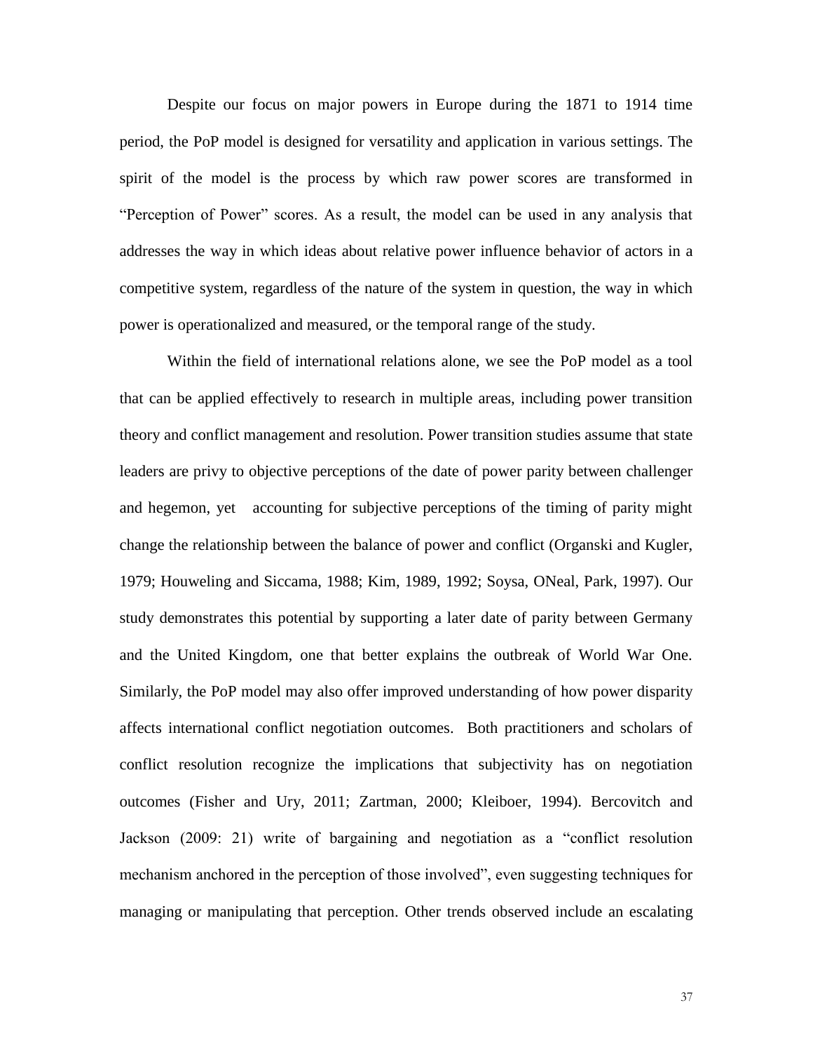Despite our focus on major powers in Europe during the 1871 to 1914 time period, the PoP model is designed for versatility and application in various settings. The spirit of the model is the process by which raw power scores are transformed in "Perception of Power" scores. As a result, the model can be used in any analysis that addresses the way in which ideas about relative power influence behavior of actors in a competitive system, regardless of the nature of the system in question, the way in which power is operationalized and measured, or the temporal range of the study.

Within the field of international relations alone, we see the PoP model as a tool that can be applied effectively to research in multiple areas, including power transition theory and conflict management and resolution. Power transition studies assume that state leaders are privy to objective perceptions of the date of power parity between challenger and hegemon, yet accounting for subjective perceptions of the timing of parity might change the relationship between the balance of power and conflict (Organski and Kugler, 1979; Houweling and Siccama, 1988; Kim, 1989, 1992; Soysa, ONeal, Park, 1997). Our study demonstrates this potential by supporting a later date of parity between Germany and the United Kingdom, one that better explains the outbreak of World War One. Similarly, the PoP model may also offer improved understanding of how power disparity affects international conflict negotiation outcomes. Both practitioners and scholars of conflict resolution recognize the implications that subjectivity has on negotiation outcomes (Fisher and Ury, 2011; Zartman, 2000; Kleiboer, 1994). Bercovitch and Jackson (2009: 21) write of bargaining and negotiation as a "conflict resolution mechanism anchored in the perception of those involved", even suggesting techniques for managing or manipulating that perception. Other trends observed include an escalating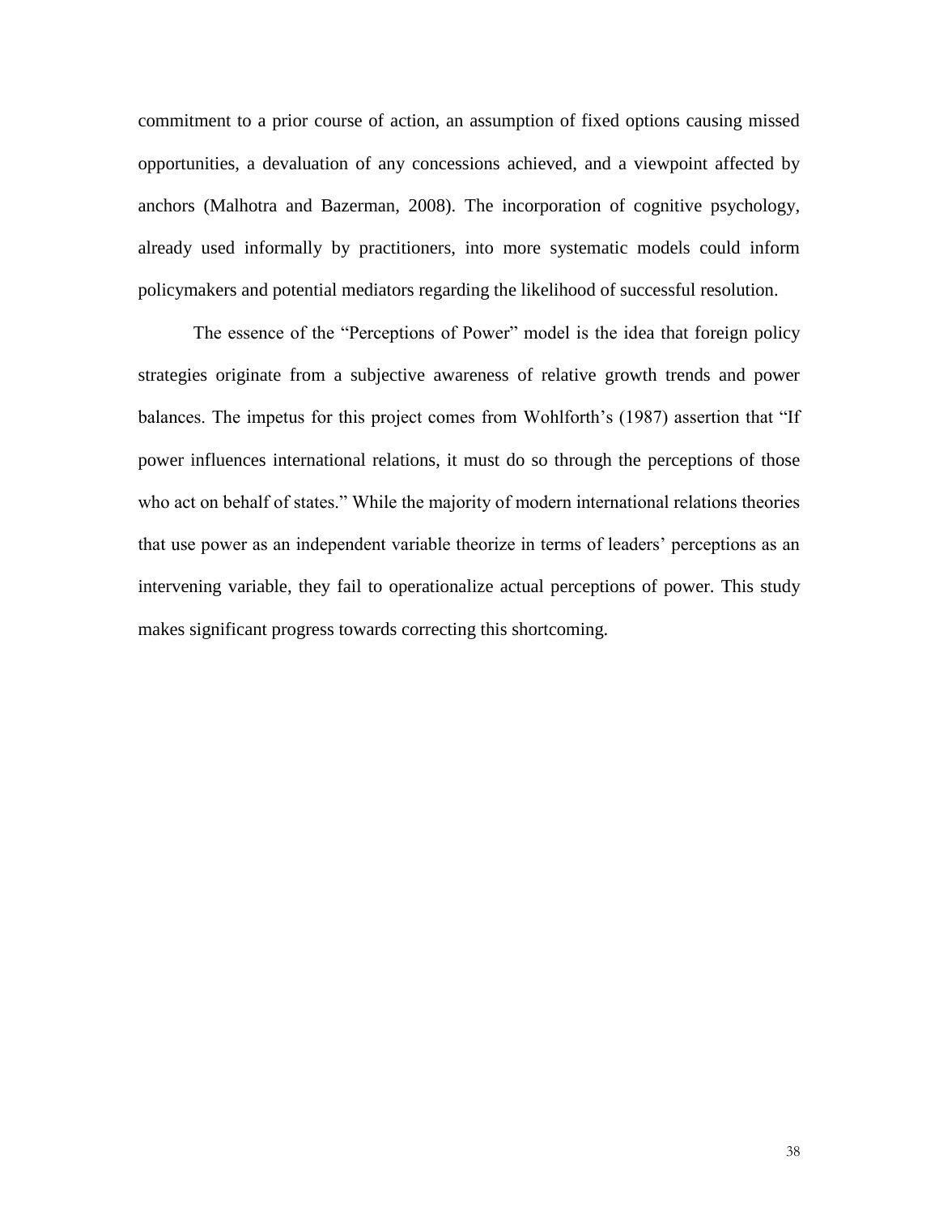commitment to a prior course of action, an assumption of fixed options causing missed opportunities, a devaluation of any concessions achieved, and a viewpoint affected by anchors (Malhotra and Bazerman, 2008). The incorporation of cognitive psychology, already used informally by practitioners, into more systematic models could inform policymakers and potential mediators regarding the likelihood of successful resolution.

The essence of the "Perceptions of Power" model is the idea that foreign policy strategies originate from a subjective awareness of relative growth trends and power balances. The impetus for this project comes from Wohlforth's (1987) assertion that "If power influences international relations, it must do so through the perceptions of those who act on behalf of states." While the majority of modern international relations theories that use power as an independent variable theorize in terms of leaders' perceptions as an intervening variable, they fail to operationalize actual perceptions of power. This study makes significant progress towards correcting this shortcoming.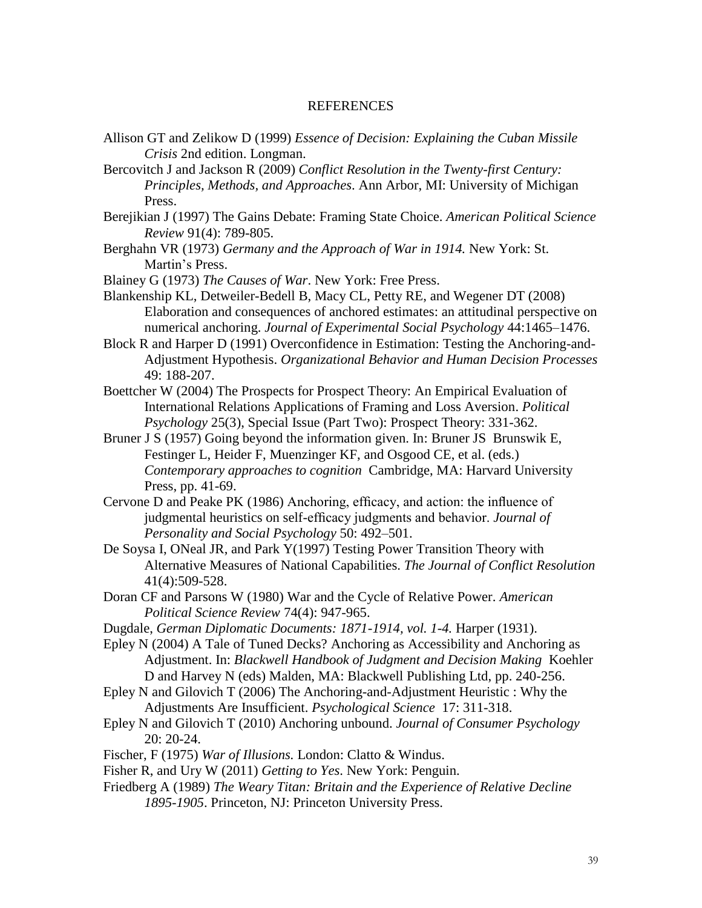# REFERENCES

Allison GT and Zelikow D (1999) *Essence of Decision: Explaining the Cuban Missile Crisis* 2nd edition. Longman.

Bercovitch J and Jackson R (2009) *Conflict Resolution in the Twenty-first Century: Principles, Methods, and Approaches*. Ann Arbor, MI: University of Michigan Press.

Berejikian J (1997) The Gains Debate: Framing State Choice. *American Political Science Review* 91(4): 789-805.

Berghahn VR (1973) *Germany and the Approach of War in 1914.* New York: St. Martin's Press.

Blainey G (1973) *The Causes of War*. New York: Free Press.

Blankenship KL, Detweiler-Bedell B, Macy CL, Petty RE, and Wegener DT (2008) Elaboration and consequences of anchored estimates: an attitudinal perspective on numerical anchoring. *Journal of Experimental Social Psychology* 44:1465–1476.

Block R and Harper D (1991) Overconfidence in Estimation: Testing the Anchoring-and-Adjustment Hypothesis. *Organizational Behavior and Human Decision Processes* 49: 188-207.

Boettcher W (2004) The Prospects for Prospect Theory: An Empirical Evaluation of International Relations Applications of Framing and Loss Aversion. *Political Psychology* 25(3), Special Issue (Part Two): Prospect Theory: 331-362.

Bruner J S (1957) Going beyond the information given. In: Bruner JS Brunswik E, Festinger L, Heider F, Muenzinger KF, and Osgood CE, et al. (eds.) *Contemporary approaches to cognition* Cambridge, MA: Harvard University Press, pp. 41-69.

Cervone D and Peake PK (1986) Anchoring, efficacy, and action: the influence of judgmental heuristics on self-efficacy judgments and behavior. *Journal of Personality and Social Psychology* 50: 492–501.

De Soysa I, ONeal JR, and Park Y(1997) Testing Power Transition Theory with Alternative Measures of National Capabilities. *The Journal of Conflict Resolution* 41(4):509-528.

Doran CF and Parsons W (1980) War and the Cycle of Relative Power. *American Political Science Review* 74(4): 947-965.

Dugdale, *German Diplomatic Documents: 1871-1914, vol. 1-4.* Harper (1931).

Epley N (2004) A Tale of Tuned Decks? Anchoring as Accessibility and Anchoring as Adjustment. In: *Blackwell Handbook of Judgment and Decision Making* Koehler D and Harvey N (eds) Malden, MA: Blackwell Publishing Ltd, pp. 240-256.

Epley N and Gilovich T (2006) The Anchoring-and-Adjustment Heuristic : Why the Adjustments Are Insufficient. *Psychological Science* 17: 311-318.

Epley N and Gilovich T (2010) Anchoring unbound. *Journal of Consumer Psychology* 20: 20-24.

Fischer, F (1975) *War of Illusions.* London: Clatto & Windus.

Fisher R, and Ury W (2011) *Getting to Yes*. New York: Penguin.

Friedberg A (1989) *The Weary Titan: Britain and the Experience of Relative Decline 1895-1905*. Princeton, NJ: Princeton University Press.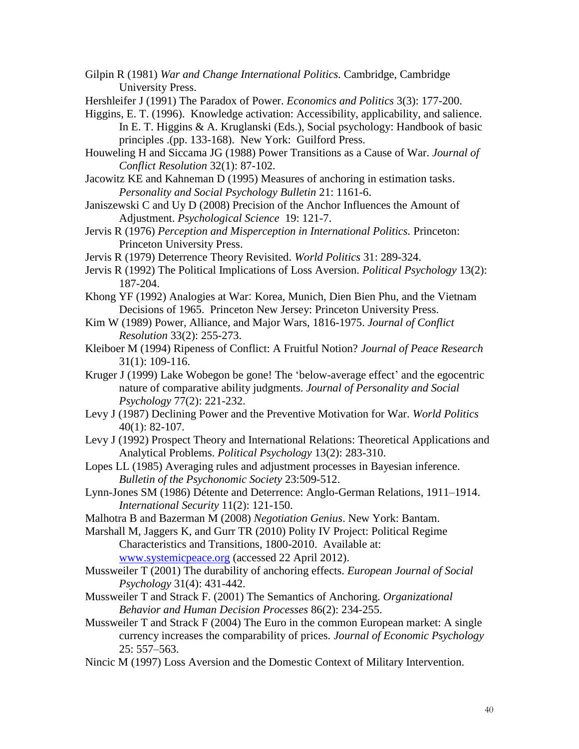Gilpin R (1981) *War and Change International Politics.* Cambridge, Cambridge University Press.

Hershleifer J (1991) The Paradox of Power. *Economics and Politics* 3(3): 177-200.

Higgins, E. T. (1996). Knowledge activation: Accessibility, applicability, and salience. In E. T. Higgins & A. Kruglanski (Eds.), Social psychology: Handbook of basic principles .(pp. 133-168). New York: Guilford Press.

Houweling H and Siccama JG (1988) Power Transitions as a Cause of War. *Journal of Conflict Resolution* 32(1): 87-102.

Jacowitz KE and Kahneman D (1995) Measures of anchoring in estimation tasks. *Personality and Social Psychology Bulletin* 21: 1161-6.

Janiszewski C and Uy D (2008) Precision of the Anchor Influences the Amount of Adjustment. *Psychological Science* 19: 121-7.

Jervis R (1976) *Perception and Misperception in International Politics.* Princeton: Princeton University Press.

Jervis R (1979) Deterrence Theory Revisited. *World Politics* 31: 289-324.

Jervis R (1992) The Political Implications of Loss Aversion. *Political Psychology* 13(2): 187-204.

Khong YF (1992) Analogies at War: Korea, Munich, Dien Bien Phu, and the Vietnam Decisions of 1965. Princeton New Jersey: Princeton University Press.

Kim W (1989) Power, Alliance, and Major Wars, 1816-1975. *Journal of Conflict Resolution* 33(2): 255-273.

Kleiboer M (1994) Ripeness of Conflict: A Fruitful Notion? *Journal of Peace Research* 31(1): 109-116.

Kruger J (1999) Lake Wobegon be gone! The 'below-average effect' and the egocentric nature of comparative ability judgments. *Journal of Personality and Social Psychology* 77(2): 221-232.

Levy J (1987) Declining Power and the Preventive Motivation for War. *World Politics* 40(1): 82-107.

Levy J (1992) Prospect Theory and International Relations: Theoretical Applications and Analytical Problems. *Political Psychology* 13(2): 283-310.

Lopes LL (1985) Averaging rules and adjustment processes in Bayesian inference. *Bulletin of the Psychonomic Society* 23:509-512.

Lynn-Jones SM (1986) Détente and Deterrence: Anglo-German Relations, 1911–1914. *International Security* 11(2): 121-150.

Malhotra B and Bazerman M (2008) *Negotiation Genius*. New York: Bantam.

Marshall M, Jaggers K, and Gurr TR (2010) Polity IV Project: Political Regime Characteristics and Transitions, 1800-2010. Available at: www.systemicpeace.org (accessed 22 April 2012).

Mussweiler T (2001) The durability of anchoring effects. *European Journal of Social Psychology* 31(4): 431-442.

Mussweiler T and Strack F. (2001) The Semantics of Anchoring. *Organizational Behavior and Human Decision Processes* 86(2): 234-255.

Mussweiler T and Strack F (2004) The Euro in the common European market: A single currency increases the comparability of prices. *Journal of Economic Psychology* 25: 557–563.

Nincic M (1997) Loss Aversion and the Domestic Context of Military Intervention.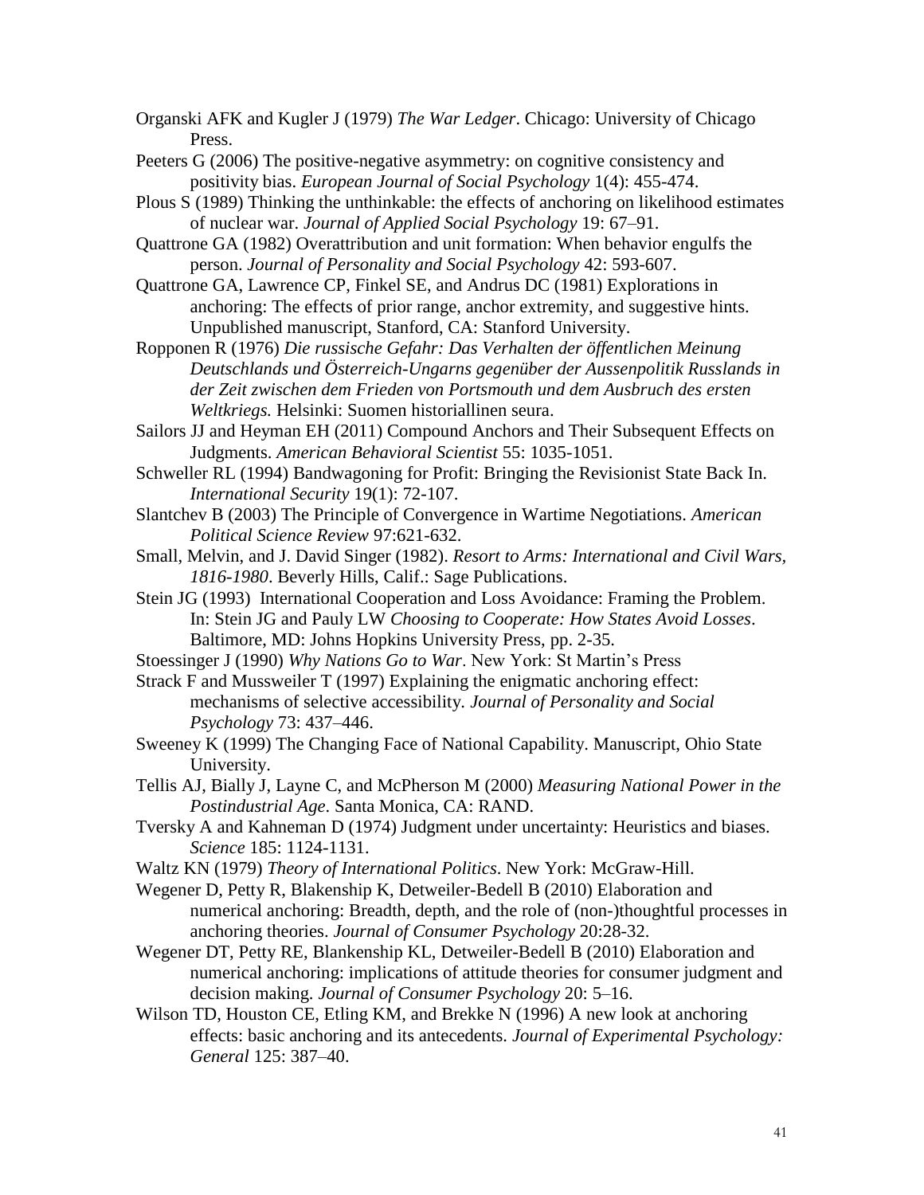Organski AFK and Kugler J (1979) *The War Ledger*. Chicago: University of Chicago Press.

Peeters G (2006) The positive-negative asymmetry: on cognitive consistency and positivity bias. *European Journal of Social Psychology* 1(4): 455-474.

Plous S (1989) Thinking the unthinkable: the effects of anchoring on likelihood estimates of nuclear war. *Journal of Applied Social Psychology* 19: 67–91.

Quattrone GA (1982) Overattribution and unit formation: When behavior engulfs the person. *Journal of Personality and Social Psychology* 42: 593-607.

Quattrone GA, Lawrence CP, Finkel SE, and Andrus DC (1981) Explorations in anchoring: The effects of prior range, anchor extremity, and suggestive hints. Unpublished manuscript, Stanford, CA: Stanford University.

Ropponen R (1976) *Die russische Gefahr: Das Verhalten der öffentlichen Meinung Deutschlands und Österreich-Ungarns gegenüber der Aussenpolitik Russlands in der Zeit zwischen dem Frieden von Portsmouth und dem Ausbruch des ersten Weltkriegs.* Helsinki: Suomen historiallinen seura.

Sailors JJ and Heyman EH (2011) Compound Anchors and Their Subsequent Effects on Judgments. *American Behavioral Scientist* 55: 1035-1051.

Schweller RL (1994) Bandwagoning for Profit: Bringing the Revisionist State Back In. *International Security* 19(1): 72-107.

Slantchev B (2003) The Principle of Convergence in Wartime Negotiations. *American Political Science Review* 97:621-632.

Small, Melvin, and J. David Singer (1982). *Resort to Arms: International and Civil Wars, 1816-1980*. Beverly Hills, Calif.: Sage Publications.

Stein JG (1993) International Cooperation and Loss Avoidance: Framing the Problem. In: Stein JG and Pauly LW *Choosing to Cooperate: How States Avoid Losses*. Baltimore, MD: Johns Hopkins University Press, pp. 2-35.

Stoessinger J (1990) *Why Nations Go to War*. New York: St Martin's Press

Strack F and Mussweiler T (1997) Explaining the enigmatic anchoring effect: mechanisms of selective accessibility. *Journal of Personality and Social Psychology* 73: 437–446.

Sweeney K (1999) The Changing Face of National Capability. Manuscript, Ohio State University.

Tellis AJ, Bially J, Layne C, and McPherson M (2000) *Measuring National Power in the Postindustrial Age*. Santa Monica, CA: RAND.

Tversky A and Kahneman D (1974) Judgment under uncertainty: Heuristics and biases. *Science* 185: 1124-1131.

Waltz KN (1979) *Theory of International Politics*. New York: McGraw-Hill.

Wegener D, Petty R, Blakenship K, Detweiler-Bedell B (2010) Elaboration and numerical anchoring: Breadth, depth, and the role of (non-)thoughtful processes in anchoring theories. *Journal of Consumer Psychology* 20:28-32.

Wegener DT, Petty RE, Blankenship KL, Detweiler-Bedell B (2010) Elaboration and numerical anchoring: implications of attitude theories for consumer judgment and decision making. *Journal of Consumer Psychology* 20: 5–16.

Wilson TD, Houston CE, Etling KM, and Brekke N (1996) A new look at anchoring effects: basic anchoring and its antecedents. *Journal of Experimental Psychology: General* 125: 387–40.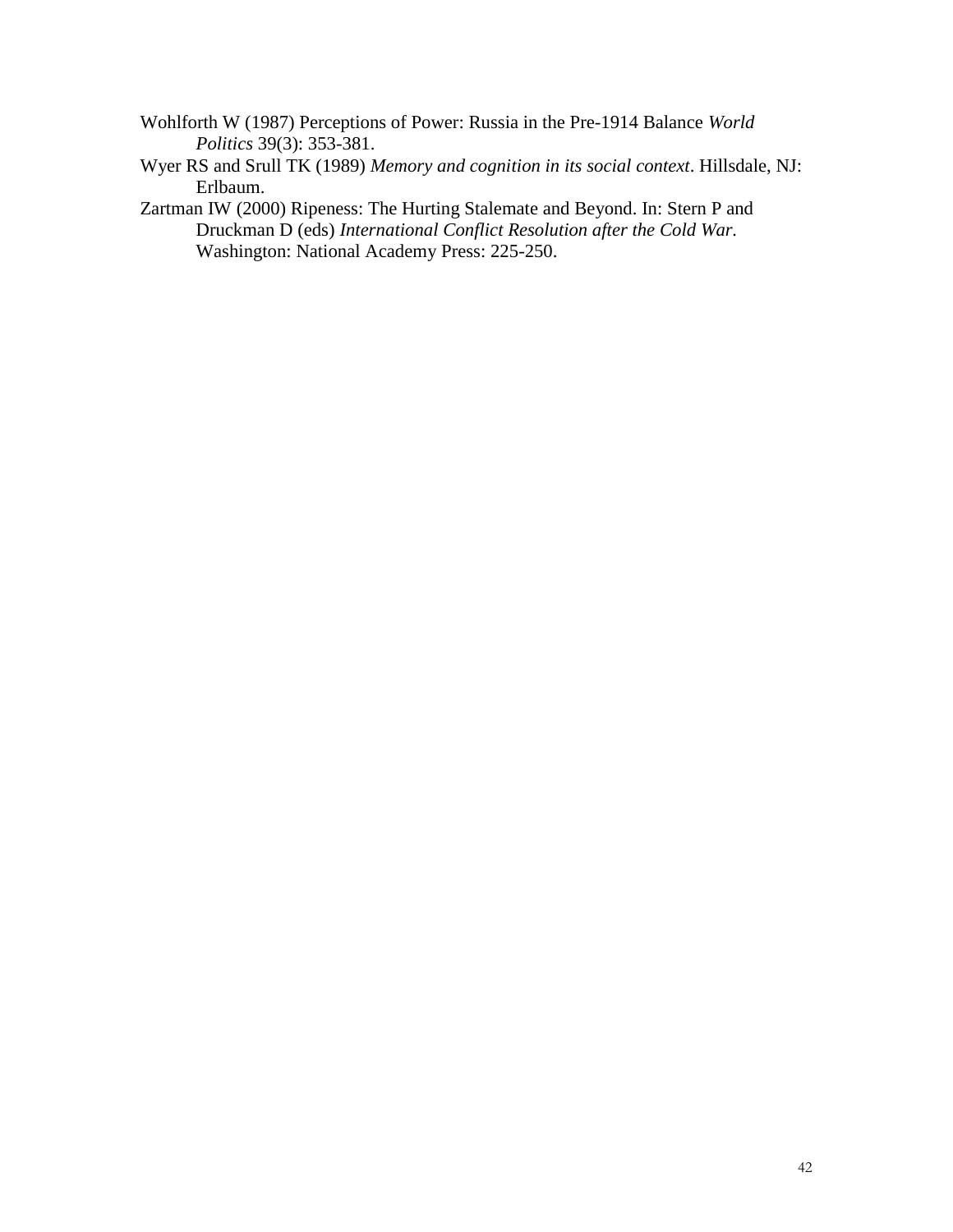Wohlforth W (1987) Perceptions of Power: Russia in the Pre-1914 Balance *World Politics* 39(3): 353-381.

Wyer RS and Srull TK (1989) *Memory and cognition in its social context*. Hillsdale, NJ: Erlbaum.

Zartman IW (2000) Ripeness: The Hurting Stalemate and Beyond. In: Stern P and Druckman D (eds) *International Conflict Resolution after the Cold War.* Washington: National Academy Press: 225-250.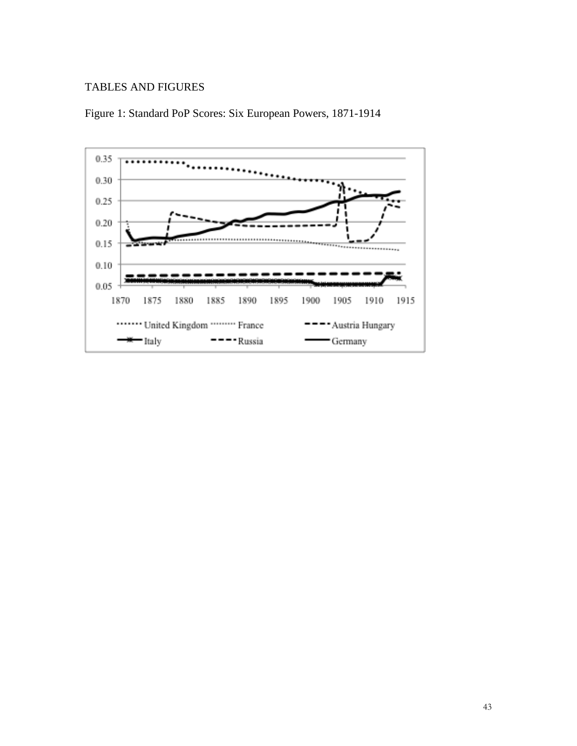TABLES AND FIGURES

Figure 1: Standard PoP Scores: Six European Powers, 1871-1914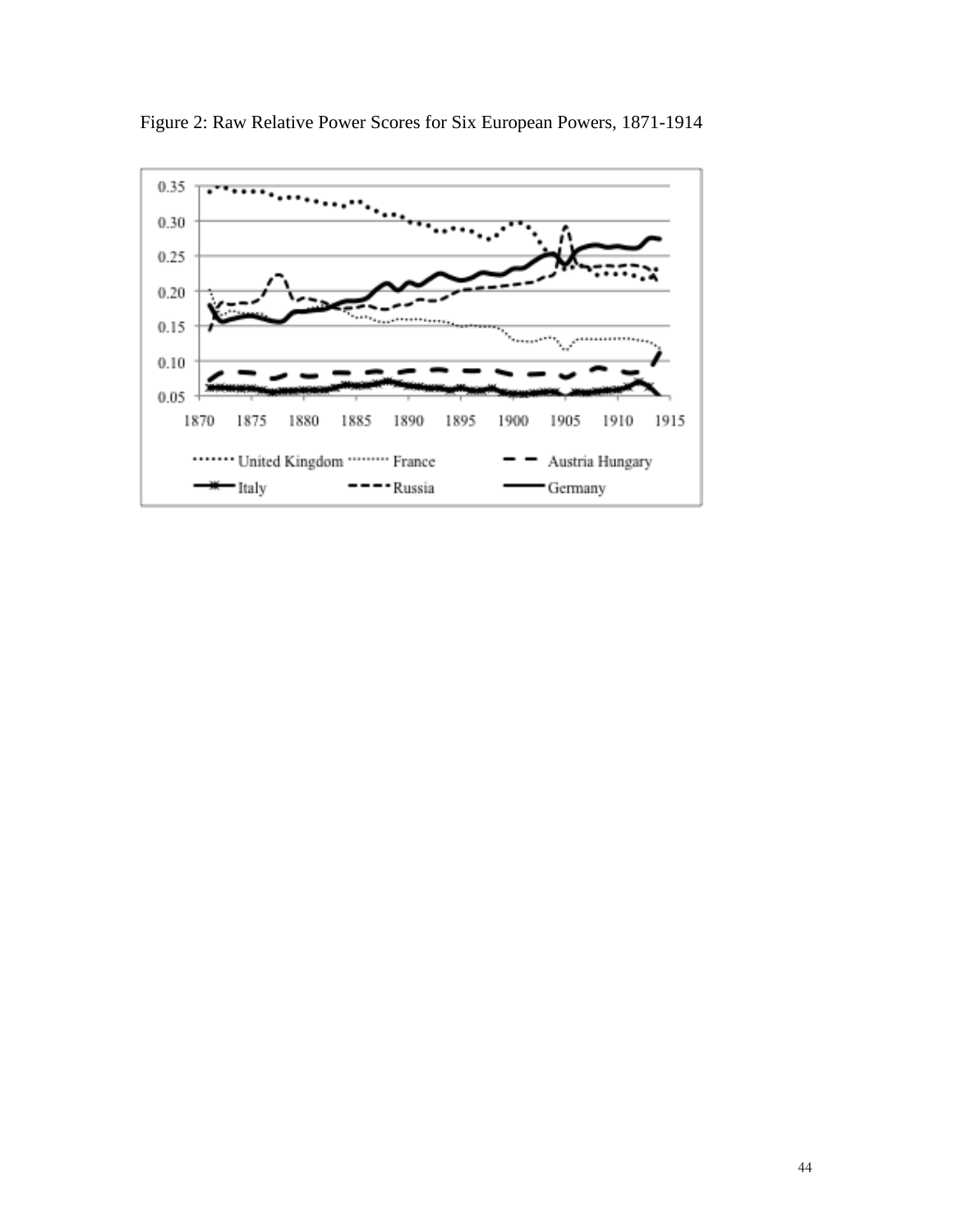Figure 2: Raw Relative Power Scores for Six European Powers, 1871-1914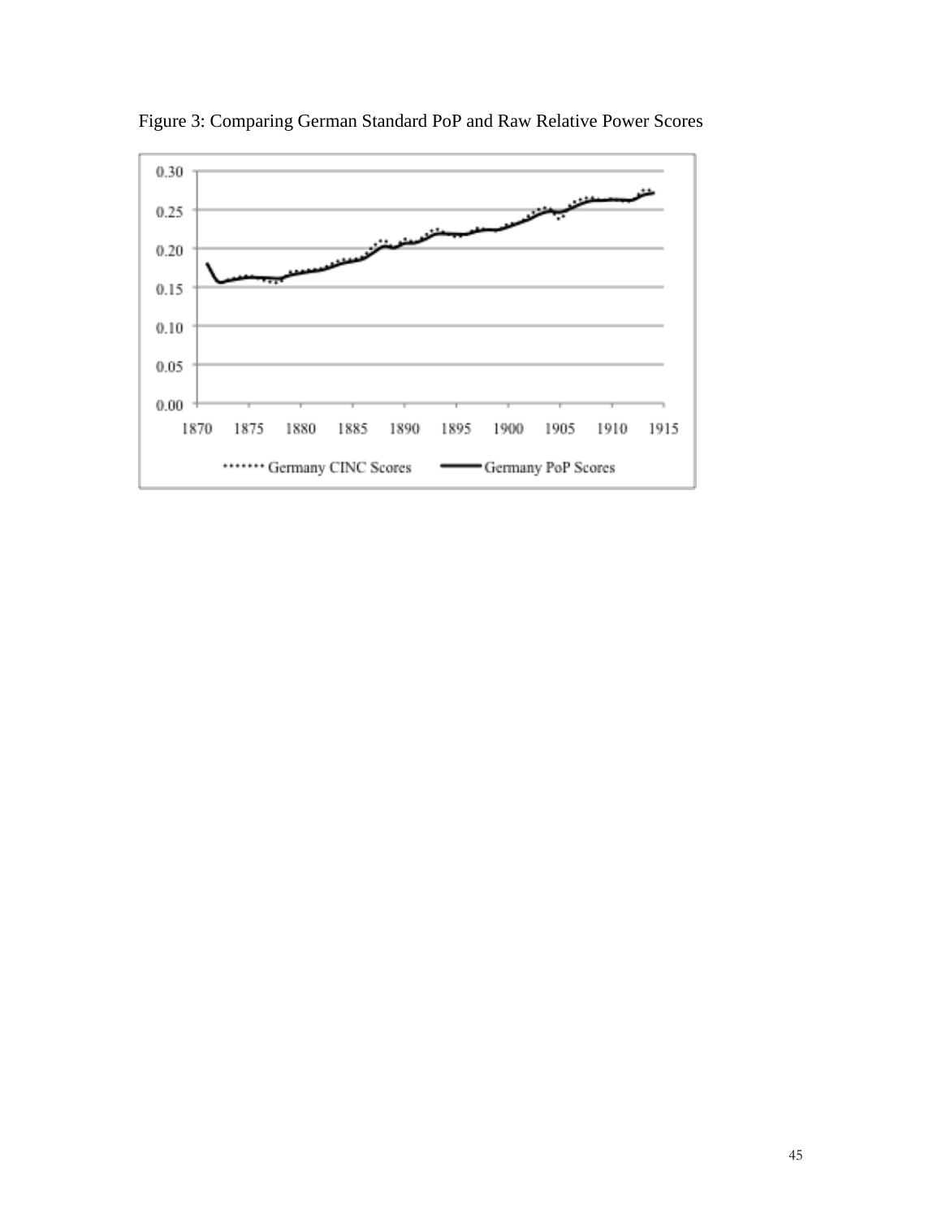Figure 3: Comparing German Standard PoP and Raw Relative Power Scores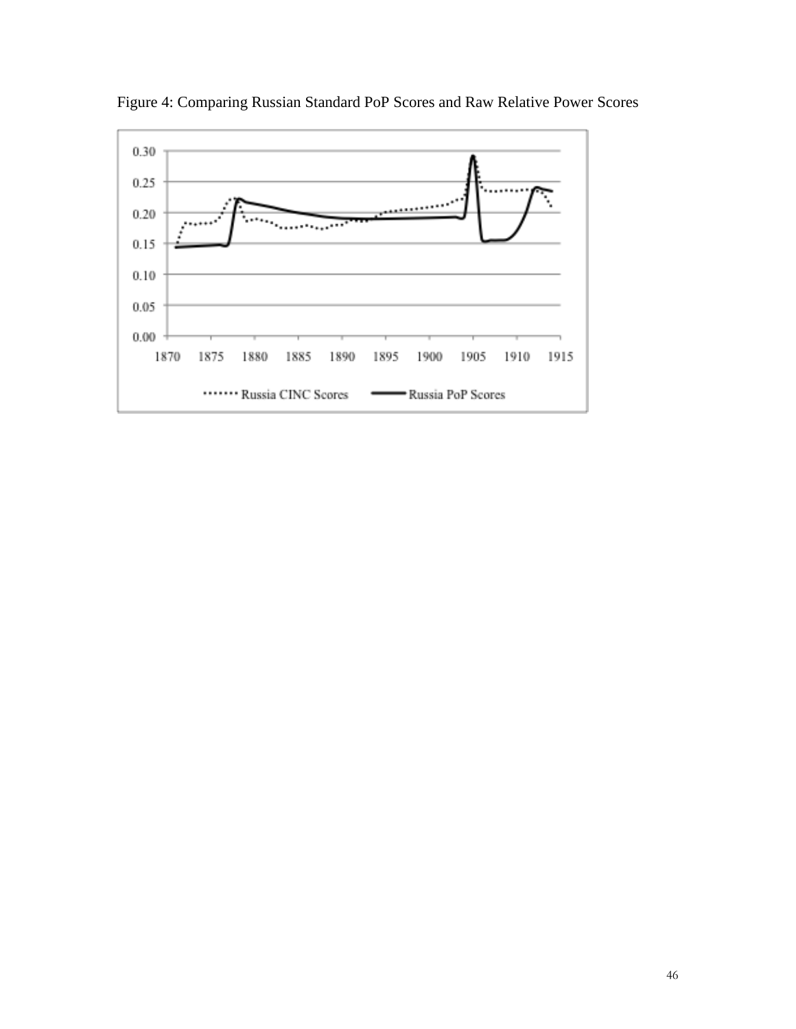Figure 4: Comparing Russian Standard PoP Scores and Raw Relative Power Scores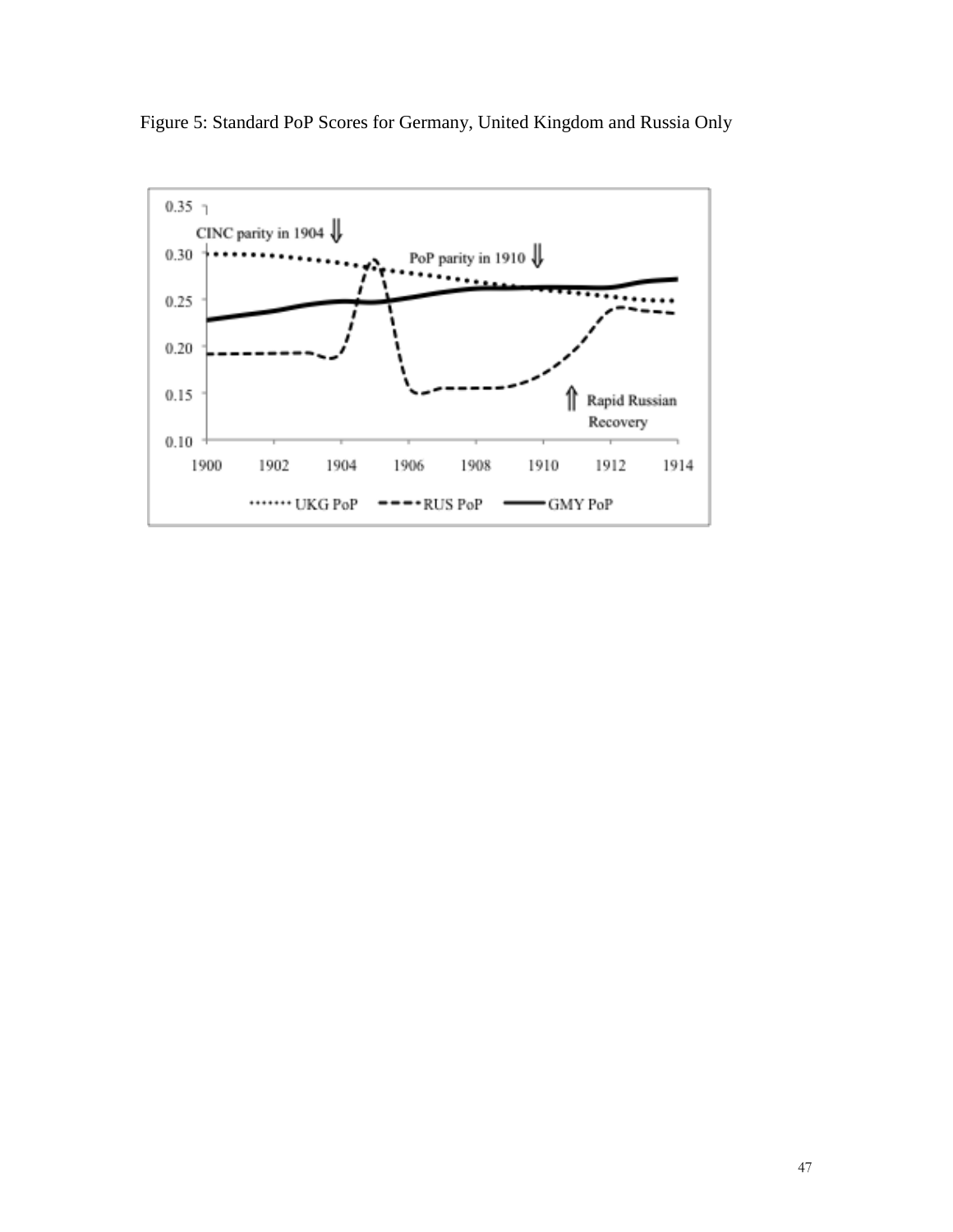Figure 5: Standard PoP Scores for Germany, United Kingdom and Russia Only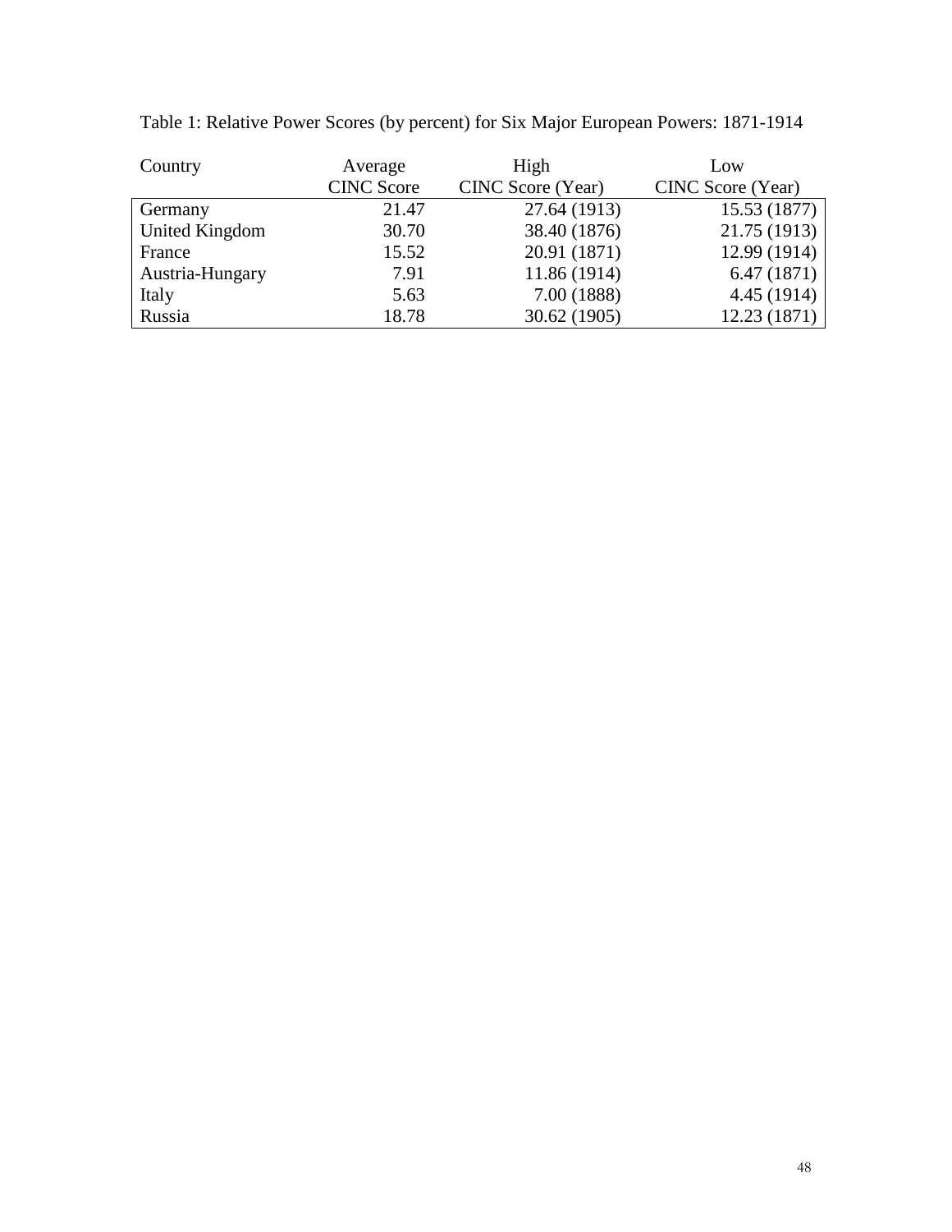Table 1: Relative Power Scores (by percent) for Six Major European Powers: 1871-1914

| Country | Average CINC Score | High CINC Score (Year) | Low CINC Score (Year) |
|---|---|---|---|
| Germany | 21.47 | 27.64 (1913) | 15.53 (1877) |
| United Kingdom | 30.70 | 38.40 (1876) | 21.75 (1913) |
| France | 15.52 | 20.91 (1871) | 12.99 (1914) |
| Austria-Hungary | 7.91 | 11.86 (1914) | 6.47 (1871) |
| Italy | 5.63 | 7.00 (1888) | 4.45 (1914) |
| Russia | 18.78 | 30.62 (1905) | 12.23 (1871) |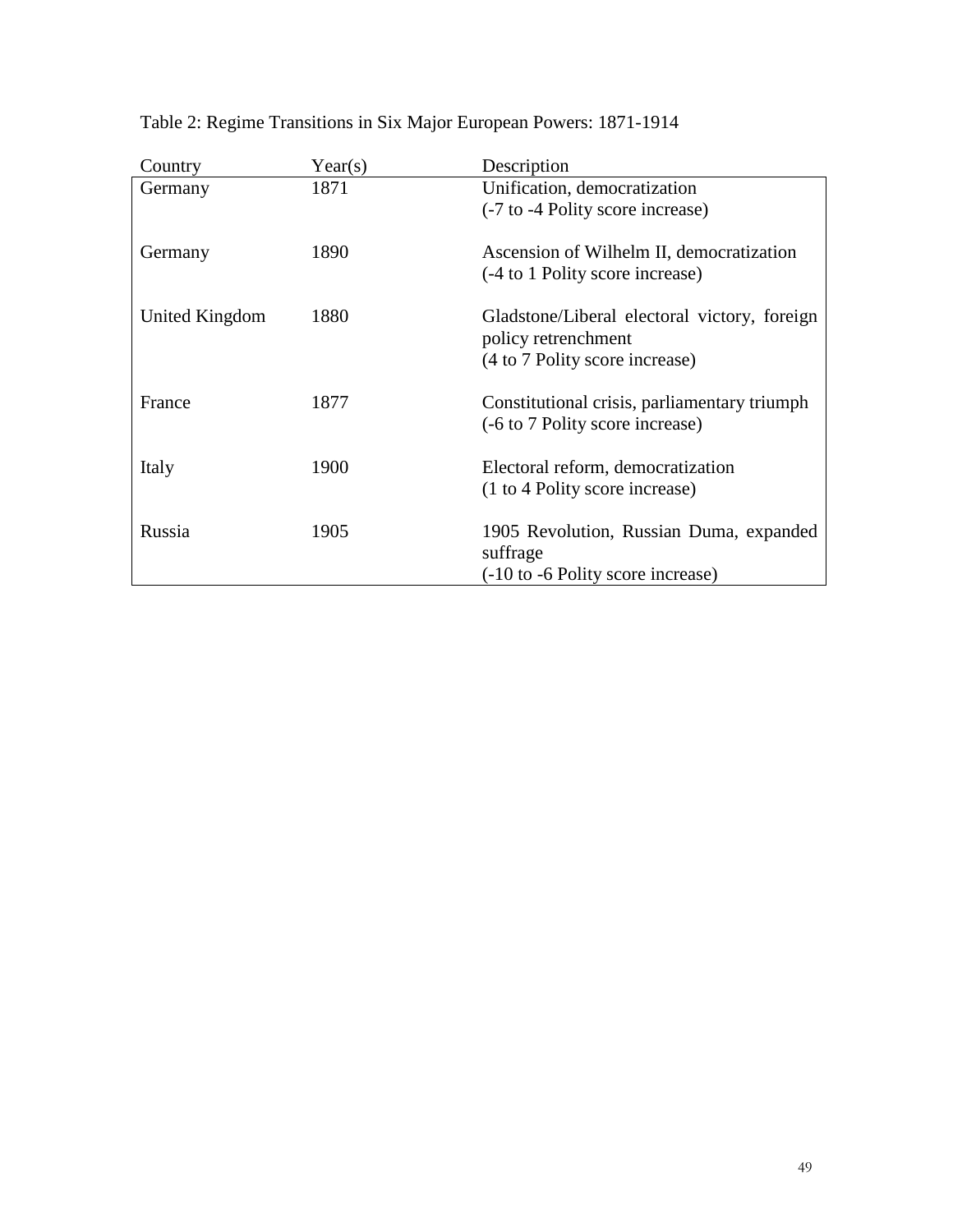Table 2: Regime Transitions in Six Major European Powers: 1871-1914

| Country | Year(s) | Description |
| --- | --- | --- |
| Germany | 1871 | Unification, democratization (-7 to -4 Polity score increase) |
| Germany | 1890 | Ascension of Wilhelm II, democratization (-4 to 1 Polity score increase) |
| United Kingdom | 1880 | Gladstone/Liberal electoral victory, foreign policy retrenchment (4 to 7 Polity score increase) |
| France | 1877 | Constitutional crisis, parliamentary triumph (-6 to 7 Polity score increase) |
| Italy | 1900 | Electoral reform, democratization (1 to 4 Polity score increase) |
| Russia | 1905 | 1905 Revolution, Russian Duma, expanded suffrage (-10 to -6 Polity score increase) |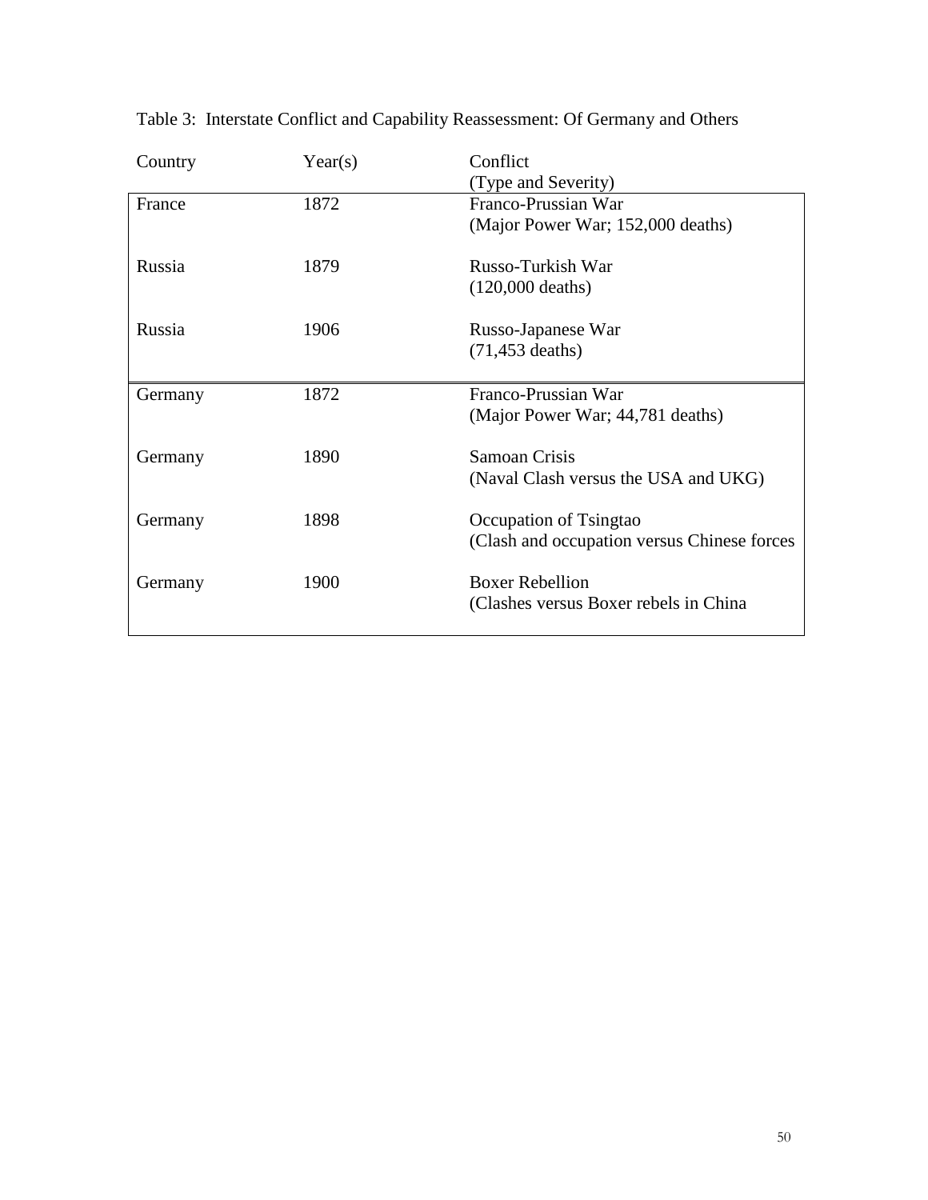Table 3: Interstate Conflict and Capability Reassessment: Of Germany and Others

| Country | Year(s) | Conflict (Type and Severity) |
|---|---|---|
| France | 1872 | Franco-Prussian War (Major Power War; 152,000 deaths) |
| Russia | 1879 | Russo-Turkish War (120,000 deaths) |
| Russia | 1906 | Russo-Japanese War (71,453 deaths) |
| Germany | 1872 | Franco-Prussian War (Major Power War; 44,781 deaths) |
| Germany | 1890 | Samoan Crisis (Naval Clash versus the USA and UKG) |
| Germany | 1898 | Occupation of Tsingtao (Clash and occupation versus Chinese forces |
| Germany | 1900 | Boxer Rebellion (Clashes versus Boxer rebels in China |